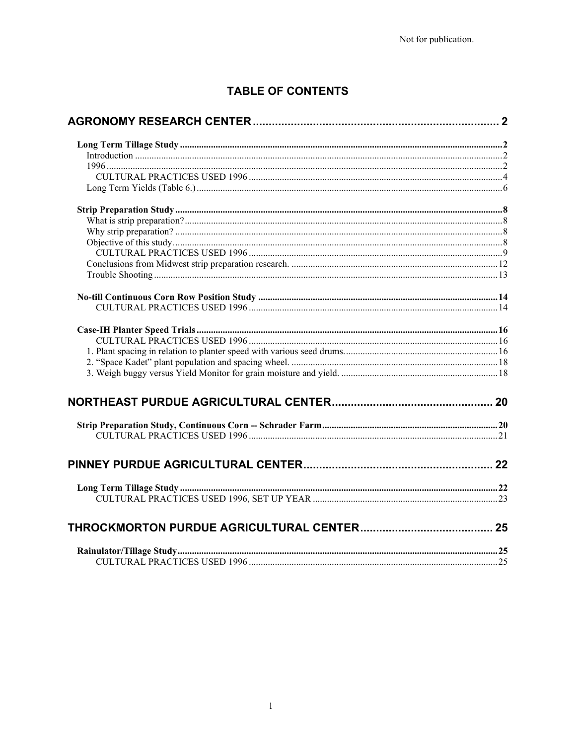Not for publication.

# TABLE OF CONTENTS

**AGRONOMY RESEARCH CENTER** ... 2

- **Long Term Tillage Study** ... 2
  - Introduction ... 2
  - 1996 ... 2
    - CULTURAL PRACTICES USED 1996 ... 4
  - Long Term Yields (Table 6.) ... 6
- **Strip Preparation Study** ... 8
  - What is strip preparation? ... 8
  - Why strip preparation? ... 8
  - Objective of this study. ... 8
    - CULTURAL PRACTICES USED 1996 ... 9
  - Conclusions from Midwest strip preparation research. ... 12
  - Trouble Shooting ... 13
- **No-till Continuous Corn Row Position Study** ... 14
    - CULTURAL PRACTICES USED 1996 ... 14
- **Case-IH Planter Speed Trials** ... 16
    - CULTURAL PRACTICES USED 1996 ... 16
  - 1. Plant spacing in relation to planter speed with various seed drums. ... 16
  - 2. "Space Kadet" plant population and spacing wheel. ... 18
  - 3. Weigh buggy versus Yield Monitor for grain moisture and yield. ... 18

**NORTHEAST PURDUE AGRICULTURAL CENTER** ... 20

- **Strip Preparation Study, Continuous Corn -- Schrader Farm** ... 20
    - CULTURAL PRACTICES USED 1996 ... 21

**PINNEY PURDUE AGRICULTURAL CENTER** ... 22

- **Long Term Tillage Study** ... 22
    - CULTURAL PRACTICES USED 1996, SET UP YEAR ... 23

**THROCKMORTON PURDUE AGRICULTURAL CENTER** ... 25

- **Rainulator/Tillage Study** ... 25
    - CULTURAL PRACTICES USED 1996 ... 25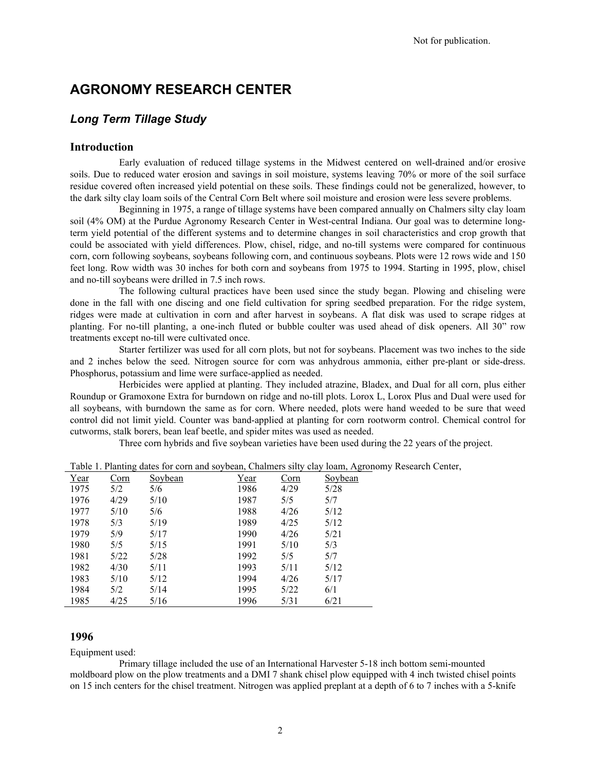Not for publication.

# AGRONOMY RESEARCH CENTER

## *Long Term Tillage Study*

### Introduction

Early evaluation of reduced tillage systems in the Midwest centered on well-drained and/or erosive soils. Due to reduced water erosion and savings in soil moisture, systems leaving 70% or more of the soil surface residue covered often increased yield potential on these soils. These findings could not be generalized, however, to the dark silty clay loam soils of the Central Corn Belt where soil moisture and erosion were less severe problems.

Beginning in 1975, a range of tillage systems have been compared annually on Chalmers silty clay loam soil (4% OM) at the Purdue Agronomy Research Center in West-central Indiana. Our goal was to determine long-term yield potential of the different systems and to determine changes in soil characteristics and crop growth that could be associated with yield differences. Plow, chisel, ridge, and no-till systems were compared for continuous corn, corn following soybeans, soybeans following corn, and continuous soybeans. Plots were 12 rows wide and 150 feet long. Row width was 30 inches for both corn and soybeans from 1975 to 1994. Starting in 1995, plow, chisel and no-till soybeans were drilled in 7.5 inch rows.

The following cultural practices have been used since the study began. Plowing and chiseling were done in the fall with one discing and one field cultivation for spring seedbed preparation. For the ridge system, ridges were made at cultivation in corn and after harvest in soybeans. A flat disk was used to scrape ridges at planting. For no-till planting, a one-inch fluted or bubble coulter was used ahead of disk openers. All 30" row treatments except no-till were cultivated once.

Starter fertilizer was used for all corn plots, but not for soybeans. Placement was two inches to the side and 2 inches below the seed. Nitrogen source for corn was anhydrous ammonia, either pre-plant or side-dress. Phosphorus, potassium and lime were surface-applied as needed.

Herbicides were applied at planting. They included atrazine, Bladex, and Dual for all corn, plus either Roundup or Gramoxone Extra for burndown on ridge and no-till plots. Lorox L, Lorox Plus and Dual were used for all soybeans, with burndown the same as for corn. Where needed, plots were hand weeded to be sure that weed control did not limit yield. Counter was band-applied at planting for corn rootworm control. Chemical control for cutworms, stalk borers, bean leaf beetle, and spider mites was used as needed.

Three corn hybrids and five soybean varieties have been used during the 22 years of the project.

Table 1. Planting dates for corn and soybean, Chalmers silty clay loam, Agronomy Research Center,

| Year | Corn | Soybean | Year | Corn | Soybean |
|---|---|---|---|---|---|
| 1975 | 5/2 | 5/6 | 1986 | 4/29 | 5/28 |
| 1976 | 4/29 | 5/10 | 1987 | 5/5 | 5/7 |
| 1977 | 5/10 | 5/6 | 1988 | 4/26 | 5/12 |
| 1978 | 5/3 | 5/19 | 1989 | 4/25 | 5/12 |
| 1979 | 5/9 | 5/17 | 1990 | 4/26 | 5/21 |
| 1980 | 5/5 | 5/15 | 1991 | 5/10 | 5/3 |
| 1981 | 5/22 | 5/28 | 1992 | 5/5 | 5/7 |
| 1982 | 4/30 | 5/11 | 1993 | 5/11 | 5/12 |
| 1983 | 5/10 | 5/12 | 1994 | 4/26 | 5/17 |
| 1984 | 5/2 | 5/14 | 1995 | 5/22 | 6/1 |
| 1985 | 4/25 | 5/16 | 1996 | 5/31 | 6/21 |

### 1996

Equipment used:

Primary tillage included the use of an International Harvester 5-18 inch bottom semi-mounted moldboard plow on the plow treatments and a DMI 7 shank chisel plow equipped with 4 inch twisted chisel points on 15 inch centers for the chisel treatment. Nitrogen was applied preplant at a depth of 6 to 7 inches with a 5-knife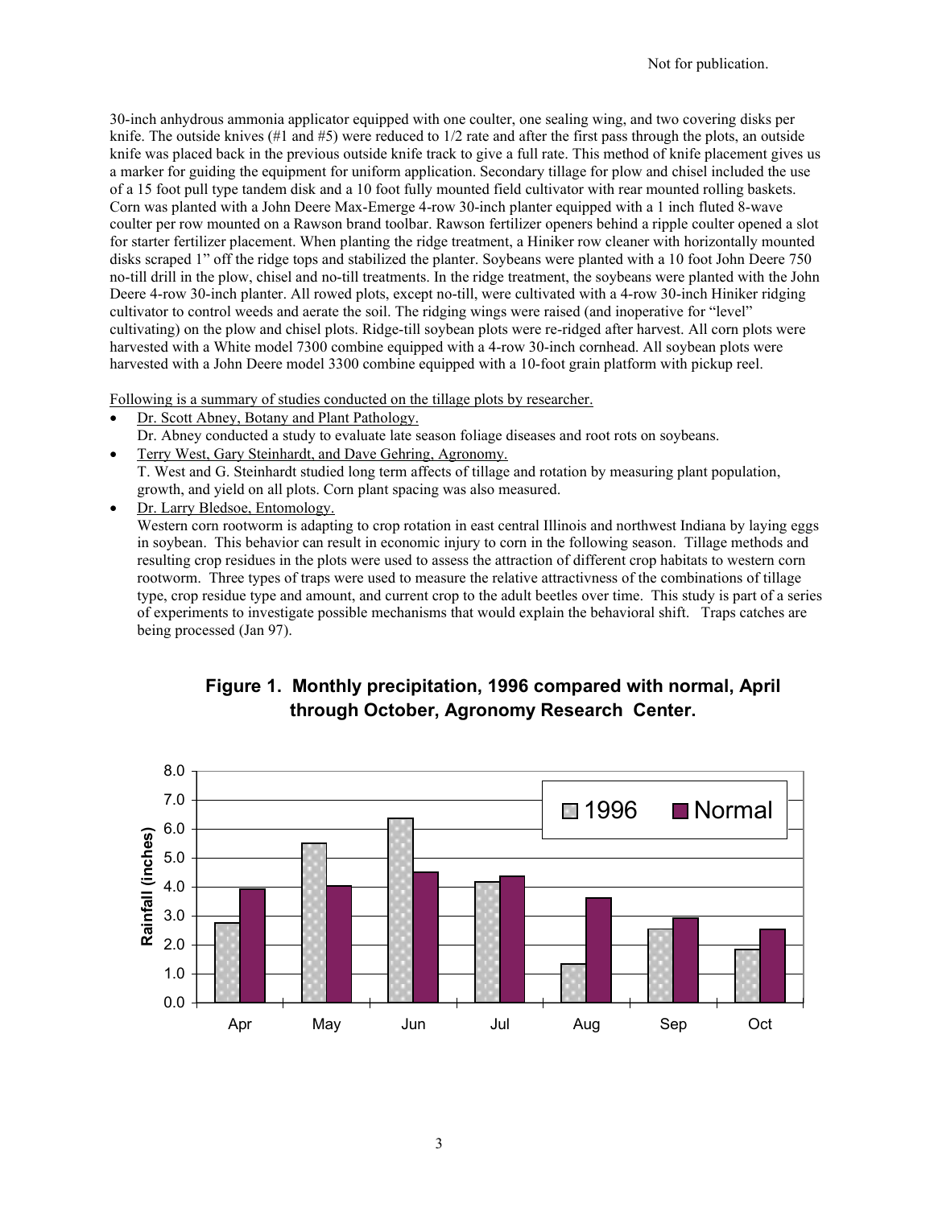30-inch anhydrous ammonia applicator equipped with one coulter, one sealing wing, and two covering disks per knife. The outside knives (#1 and #5) were reduced to 1/2 rate and after the first pass through the plots, an outside knife was placed back in the previous outside knife track to give a full rate. This method of knife placement gives us a marker for guiding the equipment for uniform application. Secondary tillage for plow and chisel included the use of a 15 foot pull type tandem disk and a 10 foot fully mounted field cultivator with rear mounted rolling baskets. Corn was planted with a John Deere Max-Emerge 4-row 30-inch planter equipped with a 1 inch fluted 8-wave coulter per row mounted on a Rawson brand toolbar. Rawson fertilizer openers behind a ripple coulter opened a slot for starter fertilizer placement. When planting the ridge treatment, a Hiniker row cleaner with horizontally mounted disks scraped 1" off the ridge tops and stabilized the planter. Soybeans were planted with a 10 foot John Deere 750 no-till drill in the plow, chisel and no-till treatments. In the ridge treatment, the soybeans were planted with the John Deere 4-row 30-inch planter. All rowed plots, except no-till, were cultivated with a 4-row 30-inch Hiniker ridging cultivator to control weeds and aerate the soil. The ridging wings were raised (and inoperative for "level" cultivating) on the plow and chisel plots. Ridge-till soybean plots were re-ridged after harvest. All corn plots were harvested with a White model 7300 combine equipped with a 4-row 30-inch cornhead. All soybean plots were harvested with a John Deere model 3300 combine equipped with a 10-foot grain platform with pickup reel.

Following is a summary of studies conducted on the tillage plots by researcher.

- Dr. Scott Abney, Botany and Plant Pathology.
  Dr. Abney conducted a study to evaluate late season foliage diseases and root rots on soybeans.
- Terry West, Gary Steinhardt, and Dave Gehring, Agronomy.
  T. West and G. Steinhardt studied long term affects of tillage and rotation by measuring plant population, growth, and yield on all plots. Corn plant spacing was also measured.
- Dr. Larry Bledsoe, Entomology.
  Western corn rootworm is adapting to crop rotation in east central Illinois and northwest Indiana by laying eggs in soybean. This behavior can result in economic injury to corn in the following season. Tillage methods and resulting crop residues in the plots were used to assess the attraction of different crop habitats to western corn rootworm. Three types of traps were used to measure the relative attractivness of the combinations of tillage type, crop residue type and amount, and current crop to the adult beetles over time. This study is part of a series of experiments to investigate possible mechanisms that would explain the behavioral shift. Traps catches are being processed (Jan 97).

**Figure 1. Monthly precipitation, 1996 compared with normal, April through October, Agronomy Research Center.**

| Month | 1996 (inches) | Normal (inches) |
|---|---|---|
| Apr | 2.8 | 3.9 |
| May | 5.5 | 4.0 |
| Jun | 6.4 | 4.5 |
| Jul | 4.2 | 4.4 |
| Aug | 1.3 | 3.6 |
| Sep | 2.5 | 2.9 |
| Oct | 1.8 | 2.5 |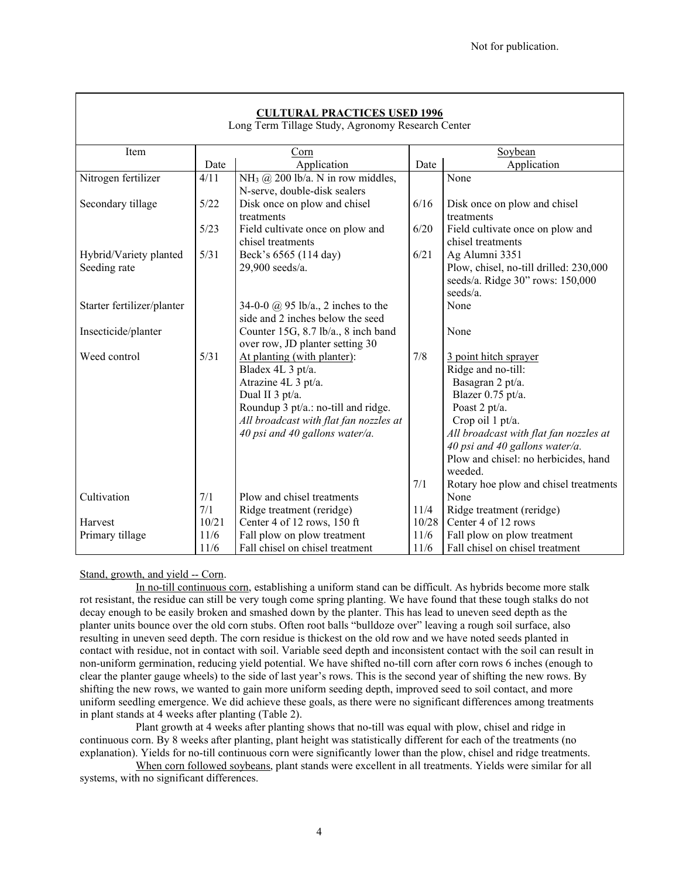Not for publication.

**CULTURAL PRACTICES USED 1996**

Long Term Tillage Study, Agronomy Research Center

| Item | Corn | | Soybean | |
|---|---|---|---|---|
| | Date | Application | Date | Application |
| Nitrogen fertilizer | 4/11 | $NH_3$ @ 200 lb/a. N in row middles, N-serve, double-disk sealers | | None |
| Secondary tillage | 5/22 | Disk once on plow and chisel treatments | 6/16 | Disk once on plow and chisel treatments |
| | 5/23 | Field cultivate once on plow and chisel treatments | 6/20 | Field cultivate once on plow and chisel treatments |
| Hybrid/Variety planted | 5/31 | Beck's 6565 (114 day) | 6/21 | Ag Alumni 3351 |
| Seeding rate | | 29,900 seeds/a. | | Plow, chisel, no-till drilled: 230,000 seeds/a. Ridge 30" rows: 150,000 seeds/a. |
| Starter fertilizer/planter | | 34-0-0 @ 95 lb/a., 2 inches to the side and 2 inches below the seed | | None |
| Insecticide/planter | | Counter 15G, 8.7 lb/a., 8 inch band over row, JD planter setting 30 | | None |
| Weed control | 5/31 | <u>At planting (with planter)</u>: Bladex 4L 3 pt/a. Atrazine 4L 3 pt/a. Dual II 3 pt/a. Roundup 3 pt/a.: no-till and ridge. *All broadcast with flat fan nozzles at 40 psi and 40 gallons water/a.* | 7/8 | <u>3 point hitch sprayer</u> Ridge and no-till: Basagran 2 pt/a. Blazer 0.75 pt/a. Poast 2 pt/a. Crop oil 1 pt/a. *All broadcast with flat fan nozzles at 40 psi and 40 gallons water/a.* Plow and chisel: no herbicides, hand weeded. |
| | | | 7/1 | Rotary hoe plow and chisel treatments |
| Cultivation | 7/1 | Plow and chisel treatments | | None |
| | 7/1 | Ridge treatment (reridge) | 11/4 | Ridge treatment (reridge) |
| Harvest | 10/21 | Center 4 of 12 rows, 150 ft | 10/28 | Center 4 of 12 rows |
| Primary tillage | 11/6 | Fall plow on plow treatment | 11/6 | Fall plow on plow treatment |
| | 11/6 | Fall chisel on chisel treatment | 11/6 | Fall chisel on chisel treatment |

<u>Stand, growth, and yield -- Corn</u>.

<u>In no-till continuous corn</u>, establishing a uniform stand can be difficult. As hybrids become more stalk rot resistant, the residue can still be very tough come spring planting. We have found that these tough stalks do not decay enough to be easily broken and smashed down by the planter. This has lead to uneven seed depth as the planter units bounce over the old corn stubs. Often root balls "bulldoze over" leaving a rough soil surface, also resulting in uneven seed depth. The corn residue is thickest on the old row and we have noted seeds planted in contact with residue, not in contact with soil. Variable seed depth and inconsistent contact with the soil can result in non-uniform germination, reducing yield potential. We have shifted no-till corn after corn rows 6 inches (enough to clear the planter gauge wheels) to the side of last year's rows. This is the second year of shifting the new rows. By shifting the new rows, we wanted to gain more uniform seeding depth, improved seed to soil contact, and more uniform seedling emergence. We did achieve these goals, as there were no significant differences among treatments in plant stands at 4 weeks after planting (Table 2).

Plant growth at 4 weeks after planting shows that no-till was equal with plow, chisel and ridge in continuous corn. By 8 weeks after planting, plant height was statistically different for each of the treatments (no explanation). Yields for no-till continuous corn were significantly lower than the plow, chisel and ridge treatments.

<u>When corn followed soybeans</u>, plant stands were excellent in all treatments. Yields were similar for all systems, with no significant differences.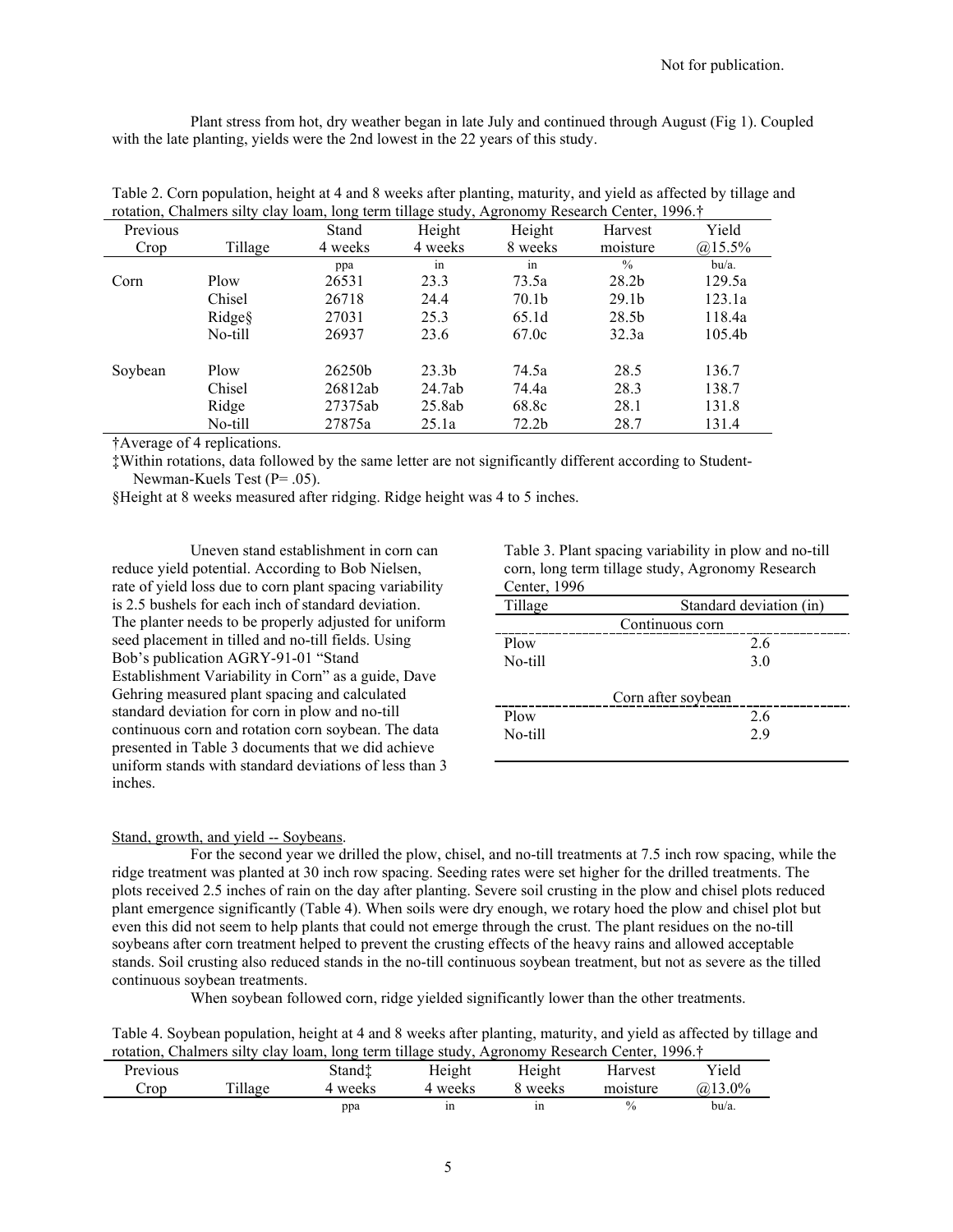Plant stress from hot, dry weather began in late July and continued through August (Fig 1). Coupled with the late planting, yields were the 2nd lowest in the 22 years of this study.

Table 2. Corn population, height at 4 and 8 weeks after planting, maturity, and yield as affected by tillage and rotation, Chalmers silty clay loam, long term tillage study, Agronomy Research Center, 1996.†

| Previous Crop | Tillage | Stand 4 weeks | Height 4 weeks | Height 8 weeks | Harvest moisture | Yield @15.5% |
|---|---|---|---|---|---|---|
| | | ppa | in | in | % | bu/a. |
| Corn | Plow | 26531 | 23.3 | 73.5a | 28.2b | 129.5a |
| | Chisel | 26718 | 24.4 | 70.1b | 29.1b | 123.1a |
| | Ridge§ | 27031 | 25.3 | 65.1d | 28.5b | 118.4a |
| | No-till | 26937 | 23.6 | 67.0c | 32.3a | 105.4b |
| Soybean | Plow | 26250b | 23.3b | 74.5a | 28.5 | 136.7 |
| | Chisel | 26812ab | 24.7ab | 74.4a | 28.3 | 138.7 |
| | Ridge | 27375ab | 25.8ab | 68.8c | 28.1 | 131.8 |
| | No-till | 27875a | 25.1a | 72.2b | 28.7 | 131.4 |

†Average of 4 replications.

‡Within rotations, data followed by the same letter are not significantly different according to Student-Newman-Kuels Test (P= .05).

§Height at 8 weeks measured after ridging. Ridge height was 4 to 5 inches.

Uneven stand establishment in corn can reduce yield potential. According to Bob Nielsen, rate of yield loss due to corn plant spacing variability is 2.5 bushels for each inch of standard deviation. The planter needs to be properly adjusted for uniform seed placement in tilled and no-till fields. Using Bob's publication AGRY-91-01 "Stand Establishment Variability in Corn" as a guide, Dave Gehring measured plant spacing and calculated standard deviation for corn in plow and no-till continuous corn and rotation corn soybean. The data presented in Table 3 documents that we did achieve uniform stands with standard deviations of less than 3 inches.

Table 3. Plant spacing variability in plow and no-till corn, long term tillage study, Agronomy Research Center, 1996

| Tillage | Standard deviation (in) |
|---|---|
| Continuous corn | |
| Plow | 2.6 |
| No-till | 3.0 |
| Corn after soybean | |
| Plow | 2.6 |
| No-till | 2.9 |

Stand, growth, and yield -- Soybeans.

For the second year we drilled the plow, chisel, and no-till treatments at 7.5 inch row spacing, while the ridge treatment was planted at 30 inch row spacing. Seeding rates were set higher for the drilled treatments. The plots received 2.5 inches of rain on the day after planting. Severe soil crusting in the plow and chisel plots reduced plant emergence significantly (Table 4). When soils were dry enough, we rotary hoed the plow and chisel plot but even this did not seem to help plants that could not emerge through the crust. The plant residues on the no-till soybeans after corn treatment helped to prevent the crusting effects of the heavy rains and allowed acceptable stands. Soil crusting also reduced stands in the no-till continuous soybean treatment, but not as severe as the tilled continuous soybean treatments.

When soybean followed corn, ridge yielded significantly lower than the other treatments.

Table 4. Soybean population, height at 4 and 8 weeks after planting, maturity, and yield as affected by tillage and rotation, Chalmers silty clay loam, long term tillage study, Agronomy Research Center, 1996.†

| Previous Crop | Tillage | Stand‡ 4 weeks | Height 4 weeks | Height 8 weeks | Harvest moisture | Yield @13.0% |
|---|---|---|---|---|---|---|
| | | ppa | in | in | % | bu/a. |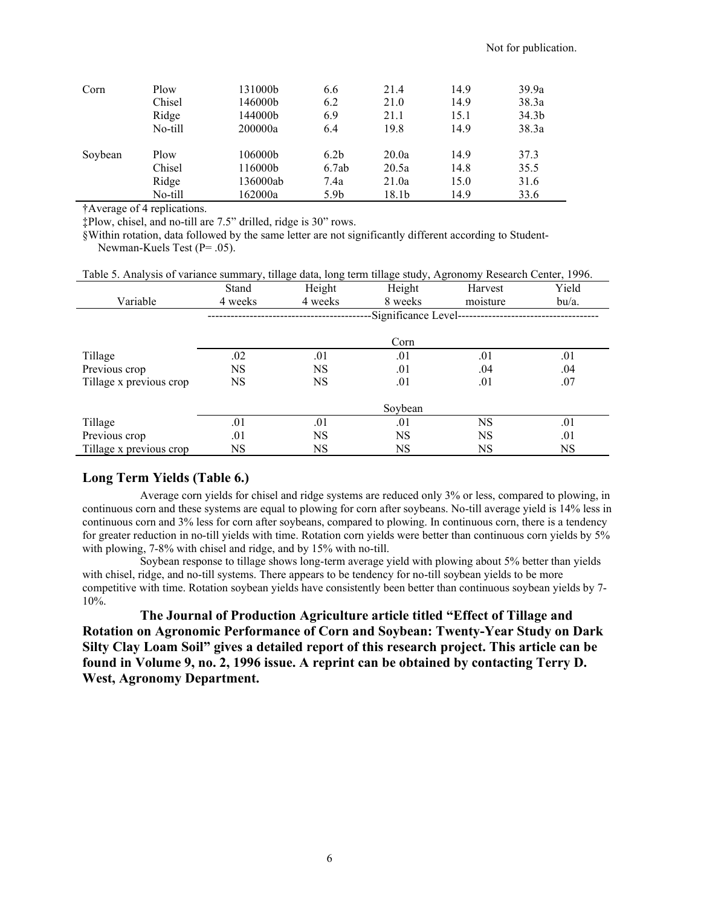| Corn | Plow | 131000b | 6.6 | 21.4 | 14.9 | 39.9a |
|---|---|---|---|---|---|---|
| | Chisel | 146000b | 6.2 | 21.0 | 14.9 | 38.3a |
| | Ridge | 144000b | 6.9 | 21.1 | 15.1 | 34.3b |
| | No-till | 200000a | 6.4 | 19.8 | 14.9 | 38.3a |
| Soybean | Plow | 106000b | 6.2b | 20.0a | 14.9 | 37.3 |
| | Chisel | 116000b | 6.7ab | 20.5a | 14.8 | 35.5 |
| | Ridge | 136000ab | 7.4a | 21.0a | 15.0 | 31.6 |
| | No-till | 162000a | 5.9b | 18.1b | 14.9 | 33.6 |

†Average of 4 replications.

‡Plow, chisel, and no-till are 7.5" drilled, ridge is 30" rows.

§Within rotation, data followed by the same letter are not significantly different according to Student-Newman-Keuls Test (P= .05).

Table 5. Analysis of variance summary, tillage data, long term tillage study, Agronomy Research Center, 1996.

| Variable | Stand 4 weeks | Height 4 weeks | Height 8 weeks | Harvest moisture | Yield bu/a. |
|---|---|---|---|---|---|
| | Significance Level | | | | |
| | | | Corn | | |
| Tillage | .02 | .01 | .01 | .01 | .01 |
| Previous crop | NS | NS | .01 | .04 | .04 |
| Tillage x previous crop | NS | NS | .01 | .01 | .07 |
| | | | Soybean | | |
| Tillage | .01 | .01 | .01 | NS | .01 |
| Previous crop | .01 | NS | NS | NS | .01 |
| Tillage x previous crop | NS | NS | NS | NS | NS |

### Long Term Yields (Table 6.)

Average corn yields for chisel and ridge systems are reduced only 3% or less, compared to plowing, in continuous corn and these systems are equal to plowing for corn after soybeans. No-till average yield is 14% less in continuous corn and 3% less for corn after soybeans, compared to plowing. In continuous corn, there is a tendency for greater reduction in no-till yields with time. Rotation corn yields were better than continuous corn yields by 5% with plowing, 7-8% with chisel and ridge, and by 15% with no-till.

Soybean response to tillage shows long-term average yield with plowing about 5% better than yields with chisel, ridge, and no-till systems. There appears to be tendency for no-till soybean yields to be more competitive with time. Rotation soybean yields have consistently been better than continuous soybean yields by 7-10%.

**The Journal of Production Agriculture article titled "Effect of Tillage and Rotation on Agronomic Performance of Corn and Soybean: Twenty-Year Study on Dark Silty Clay Loam Soil" gives a detailed report of this research project. This article can be found in Volume 9, no. 2, 1996 issue. A reprint can be obtained by contacting Terry D. West, Agronomy Department.**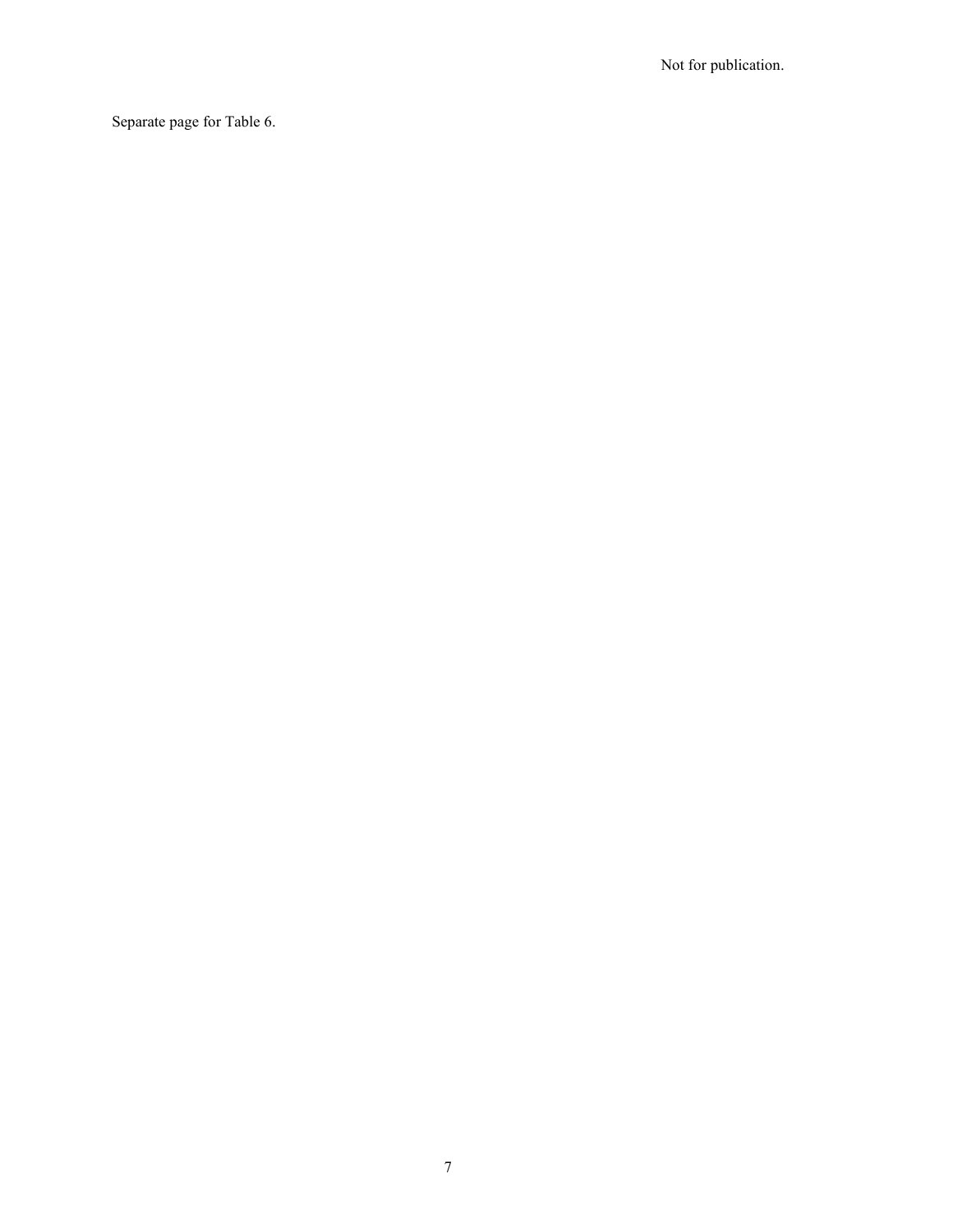Not for publication.

Separate page for Table 6.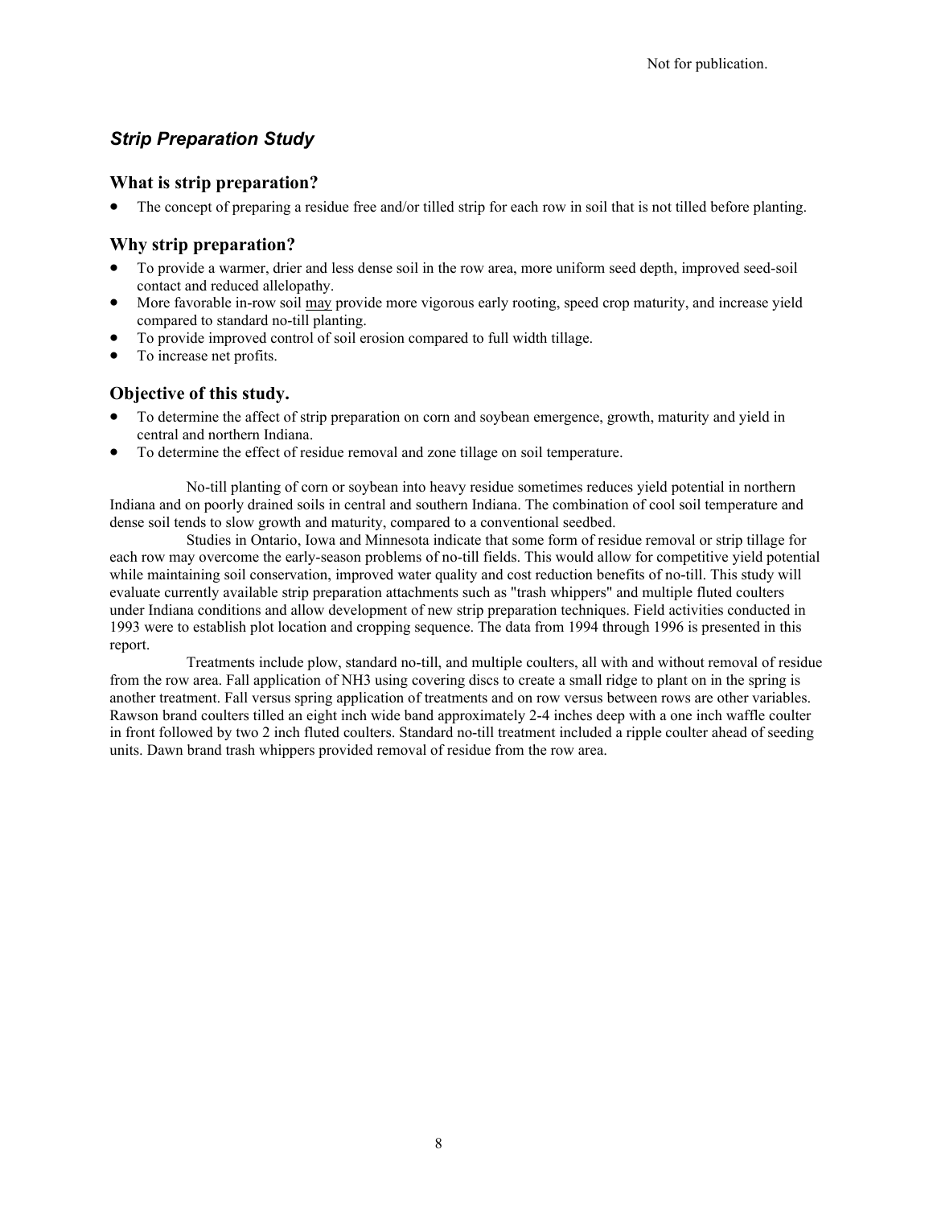## *Strip Preparation Study*

### What is strip preparation?

- The concept of preparing a residue free and/or tilled strip for each row in soil that is not tilled before planting.

### Why strip preparation?

- To provide a warmer, drier and less dense soil in the row area, more uniform seed depth, improved seed-soil contact and reduced allelopathy.
- More favorable in-row soil <u>may</u> provide more vigorous early rooting, speed crop maturity, and increase yield compared to standard no-till planting.
- To provide improved control of soil erosion compared to full width tillage.
- To increase net profits.

### Objective of this study.

- To determine the affect of strip preparation on corn and soybean emergence, growth, maturity and yield in central and northern Indiana.
- To determine the effect of residue removal and zone tillage on soil temperature.

No-till planting of corn or soybean into heavy residue sometimes reduces yield potential in northern Indiana and on poorly drained soils in central and southern Indiana. The combination of cool soil temperature and dense soil tends to slow growth and maturity, compared to a conventional seedbed.

Studies in Ontario, Iowa and Minnesota indicate that some form of residue removal or strip tillage for each row may overcome the early-season problems of no-till fields. This would allow for competitive yield potential while maintaining soil conservation, improved water quality and cost reduction benefits of no-till. This study will evaluate currently available strip preparation attachments such as "trash whippers" and multiple fluted coulters under Indiana conditions and allow development of new strip preparation techniques. Field activities conducted in 1993 were to establish plot location and cropping sequence. The data from 1994 through 1996 is presented in this report.

Treatments include plow, standard no-till, and multiple coulters, all with and without removal of residue from the row area. Fall application of $NH_3$ using covering discs to create a small ridge to plant on in the spring is another treatment. Fall versus spring application of treatments and on row versus between rows are other variables. Rawson brand coulters tilled an eight inch wide band approximately 2-4 inches deep with a one inch waffle coulter in front followed by two 2 inch fluted coulters. Standard no-till treatment included a ripple coulter ahead of seeding units. Dawn brand trash whippers provided removal of residue from the row area.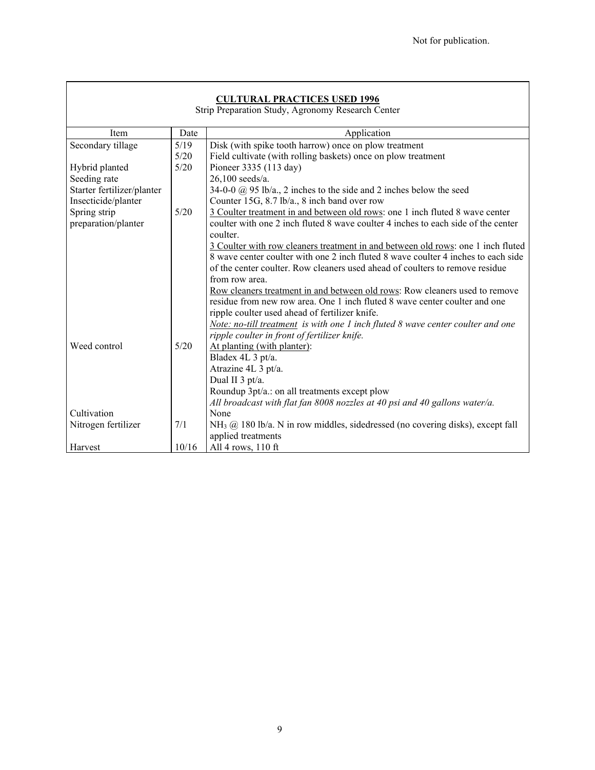Not for publication.

**CULTURAL PRACTICES USED 1996**

Strip Preparation Study, Agronomy Research Center

| Item | Date | Application |
|---|---|---|
| Secondary tillage | 5/19 | Disk (with spike tooth harrow) once on plow treatment |
| | 5/20 | Field cultivate (with rolling baskets) once on plow treatment |
| Hybrid planted | 5/20 | Pioneer 3335 (113 day) |
| Seeding rate | | 26,100 seeds/a. |
| Starter fertilizer/planter | | 34-0-0 @ 95 lb/a., 2 inches to the side and 2 inches below the seed |
| Insecticide/planter | | Counter 15G, 8.7 lb/a., 8 inch band over row |
| Spring strip preparation/planter | 5/20 | 3 Coulter treatment in and between old rows: one 1 inch fluted 8 wave center coulter with one 2 inch fluted 8 wave coulter 4 inches to each side of the center coulter. 3 Coulter with row cleaners treatment in and between old rows: one 1 inch fluted 8 wave center coulter with one 2 inch fluted 8 wave coulter 4 inches to each side of the center coulter. Row cleaners used ahead of coulters to remove residue from row area. Row cleaners treatment in and between old rows: Row cleaners used to remove residue from new row area. One 1 inch fluted 8 wave center coulter and one ripple coulter used ahead of fertilizer knife. *Note: no-till treatment is with one 1 inch fluted 8 wave center coulter and one ripple coulter in front of fertilizer knife.* |
| Weed control | 5/20 | At planting (with planter): Bladex 4L 3 pt/a. Atrazine 4L 3 pt/a. Dual II 3 pt/a. Roundup 3pt/a.: on all treatments except plow *All broadcast with flat fan 8008 nozzles at 40 psi and 40 gallons water/a.* |
| Cultivation | | None |
| Nitrogen fertilizer | 7/1 | $NH_3$ @ 180 lb/a. N in row middles, sidedressed (no covering disks), except fall applied treatments |
| Harvest | 10/16 | All 4 rows, 110 ft |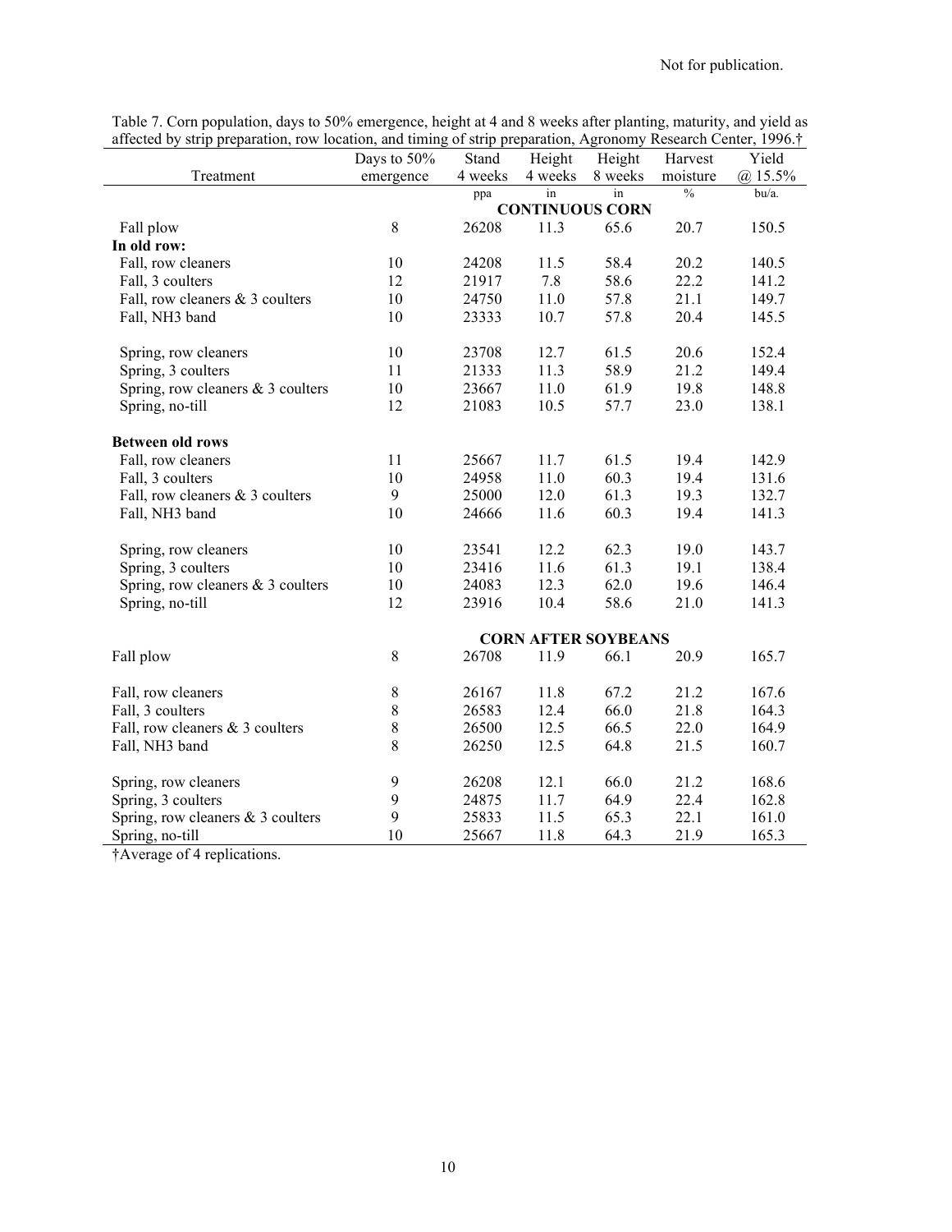Not for publication.

Table 7. Corn population, days to 50% emergence, height at 4 and 8 weeks after planting, maturity, and yield as affected by strip preparation, row location, and timing of strip preparation, Agronomy Research Center, 1996.†

| Treatment | Days to 50% emergence | Stand 4 weeks | Height 4 weeks | Height 8 weeks | Harvest moisture | Yield @ 15.5% |
|---|---|---|---|---|---|---|
| | | ppa | in | in | % | bu/a. |
| | | | **CONTINUOUS CORN** | | | |
| Fall plow | 8 | 26208 | 11.3 | 65.6 | 20.7 | 150.5 |
| **In old row:** | | | | | | |
| Fall, row cleaners | 10 | 24208 | 11.5 | 58.4 | 20.2 | 140.5 |
| Fall, 3 coulters | 12 | 21917 | 7.8 | 58.6 | 22.2 | 141.2 |
| Fall, row cleaners & 3 coulters | 10 | 24750 | 11.0 | 57.8 | 21.1 | 149.7 |
| Fall, NH3 band | 10 | 23333 | 10.7 | 57.8 | 20.4 | 145.5 |
| Spring, row cleaners | 10 | 23708 | 12.7 | 61.5 | 20.6 | 152.4 |
| Spring, 3 coulters | 11 | 21333 | 11.3 | 58.9 | 21.2 | 149.4 |
| Spring, row cleaners & 3 coulters | 10 | 23667 | 11.0 | 61.9 | 19.8 | 148.8 |
| Spring, no-till | 12 | 21083 | 10.5 | 57.7 | 23.0 | 138.1 |
| **Between old rows** | | | | | | |
| Fall, row cleaners | 11 | 25667 | 11.7 | 61.5 | 19.4 | 142.9 |
| Fall, 3 coulters | 10 | 24958 | 11.0 | 60.3 | 19.4 | 131.6 |
| Fall, row cleaners & 3 coulters | 9 | 25000 | 12.0 | 61.3 | 19.3 | 132.7 |
| Fall, NH3 band | 10 | 24666 | 11.6 | 60.3 | 19.4 | 141.3 |
| Spring, row cleaners | 10 | 23541 | 12.2 | 62.3 | 19.0 | 143.7 |
| Spring, 3 coulters | 10 | 23416 | 11.6 | 61.3 | 19.1 | 138.4 |
| Spring, row cleaners & 3 coulters | 10 | 24083 | 12.3 | 62.0 | 19.6 | 146.4 |
| Spring, no-till | 12 | 23916 | 10.4 | 58.6 | 21.0 | 141.3 |
| | | | **CORN AFTER SOYBEANS** | | | |
| Fall plow | 8 | 26708 | 11.9 | 66.1 | 20.9 | 165.7 |
| Fall, row cleaners | 8 | 26167 | 11.8 | 67.2 | 21.2 | 167.6 |
| Fall, 3 coulters | 8 | 26583 | 12.4 | 66.0 | 21.8 | 164.3 |
| Fall, row cleaners & 3 coulters | 8 | 26500 | 12.5 | 66.5 | 22.0 | 164.9 |
| Fall, NH3 band | 8 | 26250 | 12.5 | 64.8 | 21.5 | 160.7 |
| Spring, row cleaners | 9 | 26208 | 12.1 | 66.0 | 21.2 | 168.6 |
| Spring, 3 coulters | 9 | 24875 | 11.7 | 64.9 | 22.4 | 162.8 |
| Spring, row cleaners & 3 coulters | 9 | 25833 | 11.5 | 65.3 | 22.1 | 161.0 |
| Spring, no-till | 10 | 25667 | 11.8 | 64.3 | 21.9 | 165.3 |

†Average of 4 replications.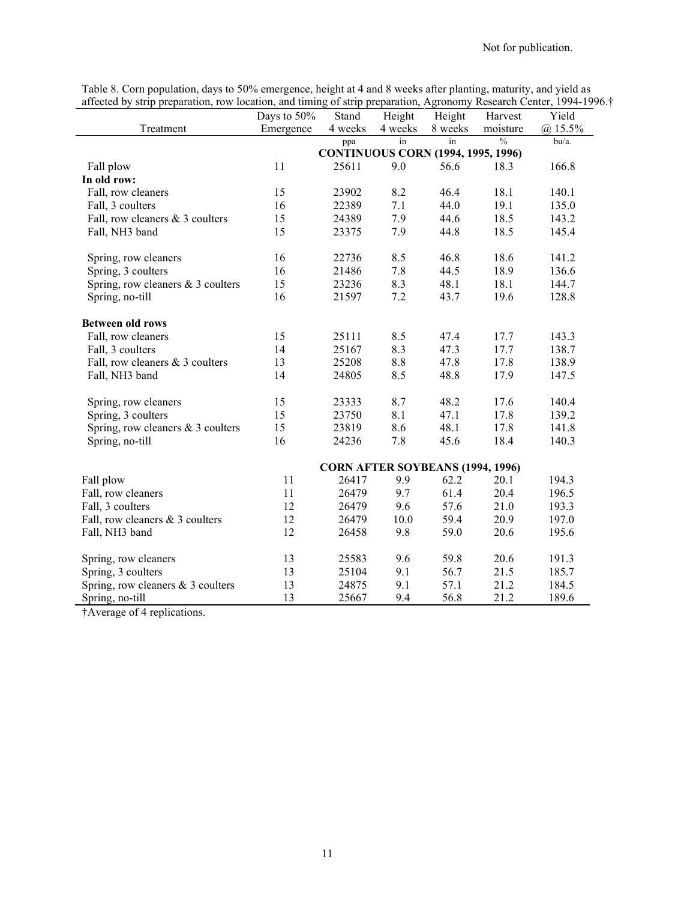Not for publication.

Table 8. Corn population, days to 50% emergence, height at 4 and 8 weeks after planting, maturity, and yield as affected by strip preparation, row location, and timing of strip preparation, Agronomy Research Center, 1994-1996.†

| Treatment | Days to 50% Emergence | Stand 4 weeks | Height 4 weeks | Height 8 weeks | Harvest moisture | Yield @ 15.5% |
|---|---|---|---|---|---|---|
| | | ppa | in | in | % | bu/a. |
| | | **CONTINUOUS CORN (1994, 1995, 1996)** | | | | |
| Fall plow | 11 | 25611 | 9.0 | 56.6 | 18.3 | 166.8 |
| **In old row:** | | | | | | |
| Fall, row cleaners | 15 | 23902 | 8.2 | 46.4 | 18.1 | 140.1 |
| Fall, 3 coulters | 16 | 22389 | 7.1 | 44.0 | 19.1 | 135.0 |
| Fall, row cleaners & 3 coulters | 15 | 24389 | 7.9 | 44.6 | 18.5 | 143.2 |
| Fall, NH3 band | 15 | 23375 | 7.9 | 44.8 | 18.5 | 145.4 |
| Spring, row cleaners | 16 | 22736 | 8.5 | 46.8 | 18.6 | 141.2 |
| Spring, 3 coulters | 16 | 21486 | 7.8 | 44.5 | 18.9 | 136.6 |
| Spring, row cleaners & 3 coulters | 15 | 23236 | 8.3 | 48.1 | 18.1 | 144.7 |
| Spring, no-till | 16 | 21597 | 7.2 | 43.7 | 19.6 | 128.8 |
| **Between old rows** | | | | | | |
| Fall, row cleaners | 15 | 25111 | 8.5 | 47.4 | 17.7 | 143.3 |
| Fall, 3 coulters | 14 | 25167 | 8.3 | 47.3 | 17.7 | 138.7 |
| Fall, row cleaners & 3 coulters | 13 | 25208 | 8.8 | 47.8 | 17.8 | 138.9 |
| Fall, NH3 band | 14 | 24805 | 8.5 | 48.8 | 17.9 | 147.5 |
| Spring, row cleaners | 15 | 23333 | 8.7 | 48.2 | 17.6 | 140.4 |
| Spring, 3 coulters | 15 | 23750 | 8.1 | 47.1 | 17.8 | 139.2 |
| Spring, row cleaners & 3 coulters | 15 | 23819 | 8.6 | 48.1 | 17.8 | 141.8 |
| Spring, no-till | 16 | 24236 | 7.8 | 45.6 | 18.4 | 140.3 |
| | | **CORN AFTER SOYBEANS (1994, 1996)** | | | | |
| Fall plow | 11 | 26417 | 9.9 | 62.2 | 20.1 | 194.3 |
| Fall, row cleaners | 11 | 26479 | 9.7 | 61.4 | 20.4 | 196.5 |
| Fall, 3 coulters | 12 | 26479 | 9.6 | 57.6 | 21.0 | 193.3 |
| Fall, row cleaners & 3 coulters | 12 | 26479 | 10.0 | 59.4 | 20.9 | 197.0 |
| Fall, NH3 band | 12 | 26458 | 9.8 | 59.0 | 20.6 | 195.6 |
| Spring, row cleaners | 13 | 25583 | 9.6 | 59.8 | 20.6 | 191.3 |
| Spring, 3 coulters | 13 | 25104 | 9.1 | 56.7 | 21.5 | 185.7 |
| Spring, row cleaners & 3 coulters | 13 | 24875 | 9.1 | 57.1 | 21.2 | 184.5 |
| Spring, no-till | 13 | 25667 | 9.4 | 56.8 | 21.2 | 189.6 |

†Average of 4 replications.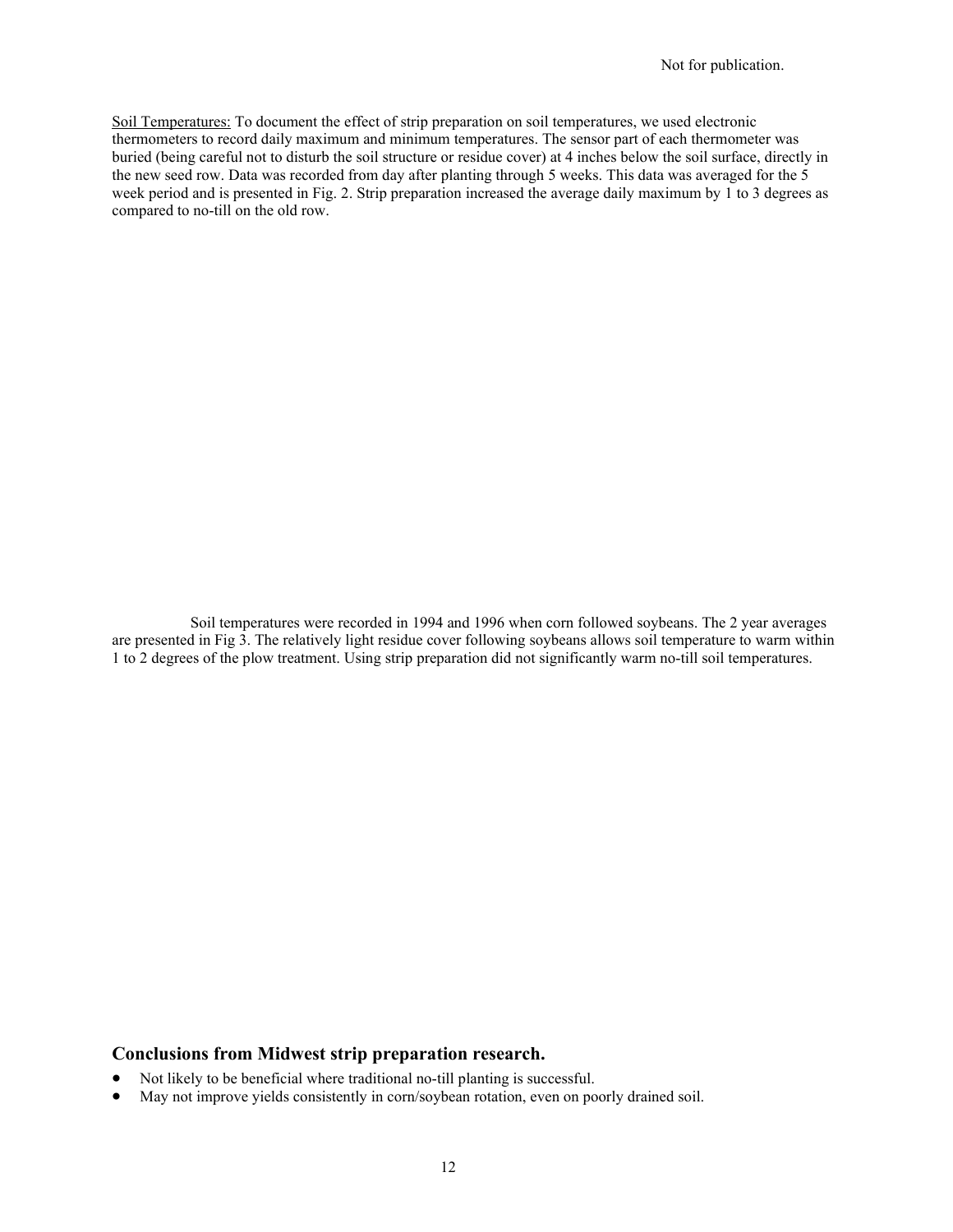Soil Temperatures: To document the effect of strip preparation on soil temperatures, we used electronic thermometers to record daily maximum and minimum temperatures. The sensor part of each thermometer was buried (being careful not to disturb the soil structure or residue cover) at 4 inches below the soil surface, directly in the new seed row. Data was recorded from day after planting through 5 weeks. This data was averaged for the 5 week period and is presented in Fig. 2. Strip preparation increased the average daily maximum by 1 to 3 degrees as compared to no-till on the old row.

Soil temperatures were recorded in 1994 and 1996 when corn followed soybeans. The 2 year averages are presented in Fig 3. The relatively light residue cover following soybeans allows soil temperature to warm within 1 to 2 degrees of the plow treatment. Using strip preparation did not significantly warm no-till soil temperatures.

## Conclusions from Midwest strip preparation research.

- Not likely to be beneficial where traditional no-till planting is successful.
- May not improve yields consistently in corn/soybean rotation, even on poorly drained soil.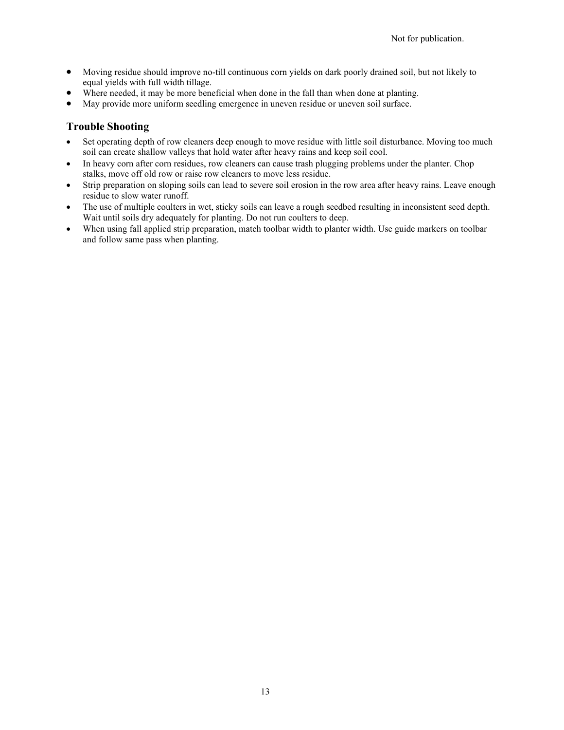- Moving residue should improve no-till continuous corn yields on dark poorly drained soil, but not likely to equal yields with full width tillage.
- Where needed, it may be more beneficial when done in the fall than when done at planting.
- May provide more uniform seedling emergence in uneven residue or uneven soil surface.

## Trouble Shooting

- Set operating depth of row cleaners deep enough to move residue with little soil disturbance. Moving too much soil can create shallow valleys that hold water after heavy rains and keep soil cool.
- In heavy corn after corn residues, row cleaners can cause trash plugging problems under the planter. Chop stalks, move off old row or raise row cleaners to move less residue.
- Strip preparation on sloping soils can lead to severe soil erosion in the row area after heavy rains. Leave enough residue to slow water runoff.
- The use of multiple coulters in wet, sticky soils can leave a rough seedbed resulting in inconsistent seed depth. Wait until soils dry adequately for planting. Do not run coulters to deep.
- When using fall applied strip preparation, match toolbar width to planter width. Use guide markers on toolbar and follow same pass when planting.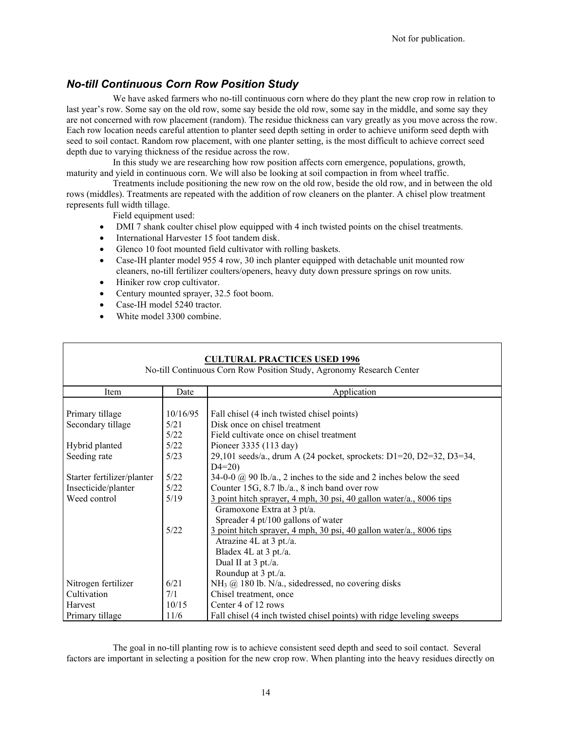Not for publication.

## *No-till Continuous Corn Row Position Study*

We have asked farmers who no-till continuous corn where do they plant the new crop row in relation to last year's row. Some say on the old row, some say beside the old row, some say in the middle, and some say they are not concerned with row placement (random). The residue thickness can vary greatly as you move across the row. Each row location needs careful attention to planter seed depth setting in order to achieve uniform seed depth with seed to soil contact. Random row placement, with one planter setting, is the most difficult to achieve correct seed depth due to varying thickness of the residue across the row.

In this study we are researching how row position affects corn emergence, populations, growth, maturity and yield in continuous corn. We will also be looking at soil compaction in from wheel traffic.

Treatments include positioning the new row on the old row, beside the old row, and in between the old rows (middles). Treatments are repeated with the addition of row cleaners on the planter. A chisel plow treatment represents full width tillage.

Field equipment used:

- DMI 7 shank coulter chisel plow equipped with 4 inch twisted points on the chisel treatments.
- International Harvester 15 foot tandem disk.
- Glenco 10 foot mounted field cultivator with rolling baskets.
- Case-IH planter model 955 4 row, 30 inch planter equipped with detachable unit mounted row cleaners, no-till fertilizer coulters/openers, heavy duty down pressure springs on row units.
- Hiniker row crop cultivator.
- Century mounted sprayer, 32.5 foot boom.
- Case-IH model 5240 tractor.
- White model 3300 combine.

**CULTURAL PRACTICES USED 1996**

No-till Continuous Corn Row Position Study, Agronomy Research Center

| Item | Date | Application |
|---|---|---|
| Primary tillage | 10/16/95 | Fall chisel (4 inch twisted chisel points) |
| Secondary tillage | 5/21 | Disk once on chisel treatment |
| | 5/22 | Field cultivate once on chisel treatment |
| Hybrid planted | 5/22 | Pioneer 3335 (113 day) |
| Seeding rate | 5/23 | 29,101 seeds/a., drum A (24 pocket, sprockets: D1=20, D2=32, D3=34, D4=20) |
| Starter fertilizer/planter | 5/22 | 34-0-0 @ 90 lb./a., 2 inches to the side and 2 inches below the seed |
| Insecticide/planter | 5/22 | Counter 15G, 8.7 lb./a., 8 inch band over row |
| Weed control | 5/19 | 3 point hitch sprayer, 4 mph, 30 psi, 40 gallon water/a., 8006 tips<br>Gramoxone Extra at 3 pt/a.<br>Spreader 4 pt/100 gallons of water |
| | 5/22 | 3 point hitch sprayer, 4 mph, 30 psi, 40 gallon water/a., 8006 tips<br>Atrazine 4L at 3 pt./a.<br>Bladex 4L at 3 pt./a.<br>Dual II at 3 pt./a.<br>Roundup at 3 pt./a. |
| Nitrogen fertilizer | 6/21 | $NH_3$ @ 180 lb. N/a., sidedressed, no covering disks |
| Cultivation | 7/1 | Chisel treatment, once |
| Harvest | 10/15 | Center 4 of 12 rows |
| Primary tillage | 11/6 | Fall chisel (4 inch twisted chisel points) with ridge leveling sweeps |

The goal in no-till planting row is to achieve consistent seed depth and seed to soil contact. Several factors are important in selecting a position for the new crop row. When planting into the heavy residues directly on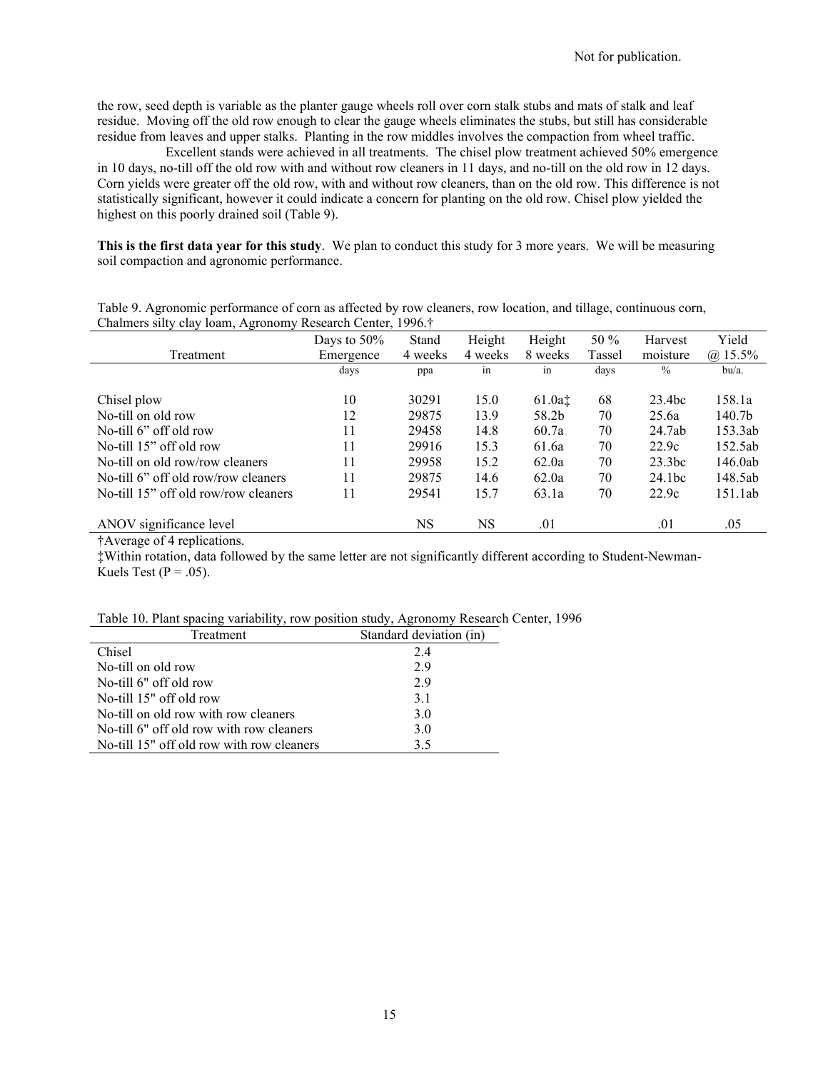the row, seed depth is variable as the planter gauge wheels roll over corn stalk stubs and mats of stalk and leaf residue. Moving off the old row enough to clear the gauge wheels eliminates the stubs, but still has considerable residue from leaves and upper stalks. Planting in the row middles involves the compaction from wheel traffic.

Excellent stands were achieved in all treatments. The chisel plow treatment achieved 50% emergence in 10 days, no-till off the old row with and without row cleaners in 11 days, and no-till on the old row in 12 days. Corn yields were greater off the old row, with and without row cleaners, than on the old row. This difference is not statistically significant, however it could indicate a concern for planting on the old row. Chisel plow yielded the highest on this poorly drained soil (Table 9).

**This is the first data year for this study**. We plan to conduct this study for 3 more years. We will be measuring soil compaction and agronomic performance.

Table 9. Agronomic performance of corn as affected by row cleaners, row location, and tillage, continuous corn, Chalmers silty clay loam, Agronomy Research Center, 1996.†

| Treatment | Days to 50% Emergence | Stand 4 weeks | Height 4 weeks | Height 8 weeks | 50 % Tassel | Harvest moisture | Yield @ 15.5% |
|---|---|---|---|---|---|---|---|
| | days | ppa | in | in | days | % | bu/a. |
| Chisel plow | 10 | 30291 | 15.0 | 61.0a‡ | 68 | 23.4bc | 158.1a |
| No-till on old row | 12 | 29875 | 13.9 | 58.2b | 70 | 25.6a | 140.7b |
| No-till 6" off old row | 11 | 29458 | 14.8 | 60.7a | 70 | 24.7ab | 153.3ab |
| No-till 15" off old row | 11 | 29916 | 15.3 | 61.6a | 70 | 22.9c | 152.5ab |
| No-till on old row/row cleaners | 11 | 29958 | 15.2 | 62.0a | 70 | 23.3bc | 146.0ab |
| No-till 6" off old row/row cleaners | 11 | 29875 | 14.6 | 62.0a | 70 | 24.1bc | 148.5ab |
| No-till 15" off old row/row cleaners | 11 | 29541 | 15.7 | 63.1a | 70 | 22.9c | 151.1ab |
| ANOV significance level | | NS | NS | .01 | | .01 | .05 |

†Average of 4 replications.

‡Within rotation, data followed by the same letter are not significantly different according to Student-Newman-Kuels Test (P = .05).

Table 10. Plant spacing variability, row position study, Agronomy Research Center, 1996

| Treatment | Standard deviation (in) |
|---|---|
| Chisel | 2.4 |
| No-till on old row | 2.9 |
| No-till 6" off old row | 2.9 |
| No-till 15" off old row | 3.1 |
| No-till on old row with row cleaners | 3.0 |
| No-till 6" off old row with row cleaners | 3.0 |
| No-till 15" off old row with row cleaners | 3.5 |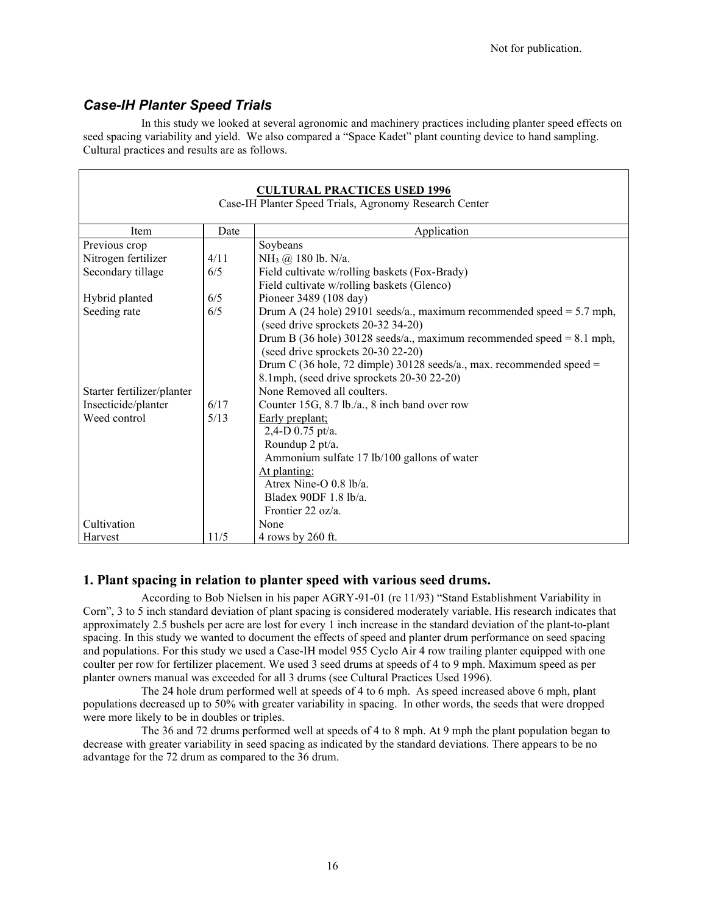Not for publication.

## *Case-IH Planter Speed Trials*

In this study we looked at several agronomic and machinery practices including planter speed effects on seed spacing variability and yield. We also compared a "Space Kadet" plant counting device to hand sampling. Cultural practices and results are as follows.

**CULTURAL PRACTICES USED 1996**

Case-IH Planter Speed Trials, Agronomy Research Center

| Item | Date | Application |
|---|---|---|
| Previous crop | | Soybeans |
| Nitrogen fertilizer | 4/11 | $NH_3$ @ 180 lb. N/a. |
| Secondary tillage | 6/5 | Field cultivate w/rolling baskets (Fox-Brady) |
| | | Field cultivate w/rolling baskets (Glenco) |
| Hybrid planted | 6/5 | Pioneer 3489 (108 day) |
| Seeding rate | 6/5 | Drum A (24 hole) 29101 seeds/a., maximum recommended speed = 5.7 mph, (seed drive sprockets 20-32 34-20) |
| | | Drum B (36 hole) 30128 seeds/a., maximum recommended speed = 8.1 mph, (seed drive sprockets 20-30 22-20) |
| | | Drum C (36 hole, 72 dimple) 30128 seeds/a., max. recommended speed = 8.1mph, (seed drive sprockets 20-30 22-20) |
| Starter fertilizer/planter | | None Removed all coulters. |
| Insecticide/planter | 6/17 | Counter 15G, 8.7 lb./a., 8 inch band over row |
| Weed control | 5/13 | Early preplant; |
| | | 2,4-D 0.75 pt/a. |
| | | Roundup 2 pt/a. |
| | | Ammonium sulfate 17 lb/100 gallons of water |
| | | At planting: |
| | | Atrex Nine-O 0.8 lb/a. |
| | | Bladex 90DF 1.8 lb/a. |
| | | Frontier 22 oz/a. |
| Cultivation | | None |
| Harvest | 11/5 | 4 rows by 260 ft. |

### 1. Plant spacing in relation to planter speed with various seed drums.

According to Bob Nielsen in his paper AGRY-91-01 (re 11/93) "Stand Establishment Variability in Corn", 3 to 5 inch standard deviation of plant spacing is considered moderately variable. His research indicates that approximately 2.5 bushels per acre are lost for every 1 inch increase in the standard deviation of the plant-to-plant spacing. In this study we wanted to document the effects of speed and planter drum performance on seed spacing and populations. For this study we used a Case-IH model 955 Cyclo Air 4 row trailing planter equipped with one coulter per row for fertilizer placement. We used 3 seed drums at speeds of 4 to 9 mph. Maximum speed as per planter owners manual was exceeded for all 3 drums (see Cultural Practices Used 1996).

The 24 hole drum performed well at speeds of 4 to 6 mph. As speed increased above 6 mph, plant populations decreased up to 50% with greater variability in spacing. In other words, the seeds that were dropped were more likely to be in doubles or triples.

The 36 and 72 drums performed well at speeds of 4 to 8 mph. At 9 mph the plant population began to decrease with greater variability in seed spacing as indicated by the standard deviations. There appears to be no advantage for the 72 drum as compared to the 36 drum.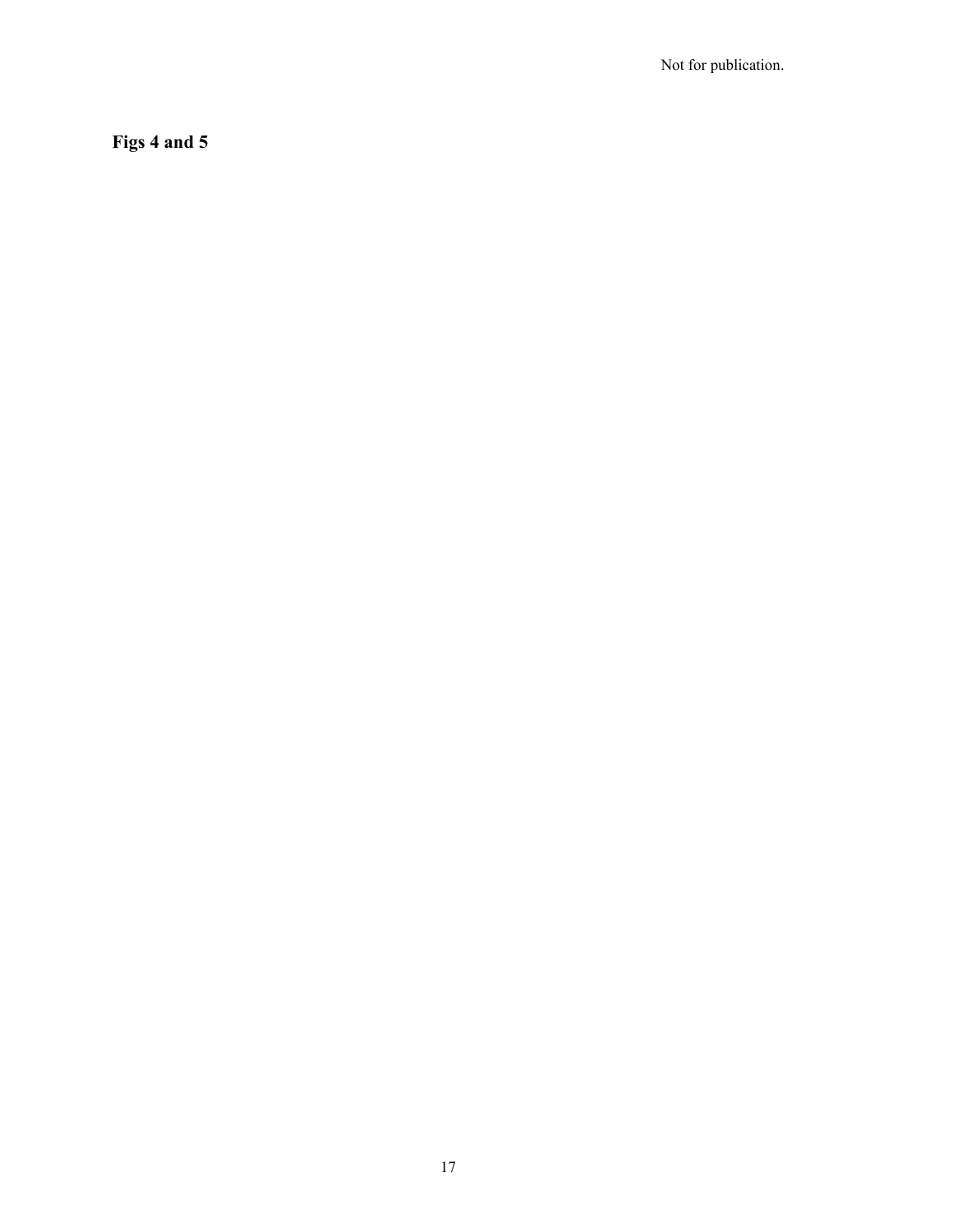**Figs 4 and 5**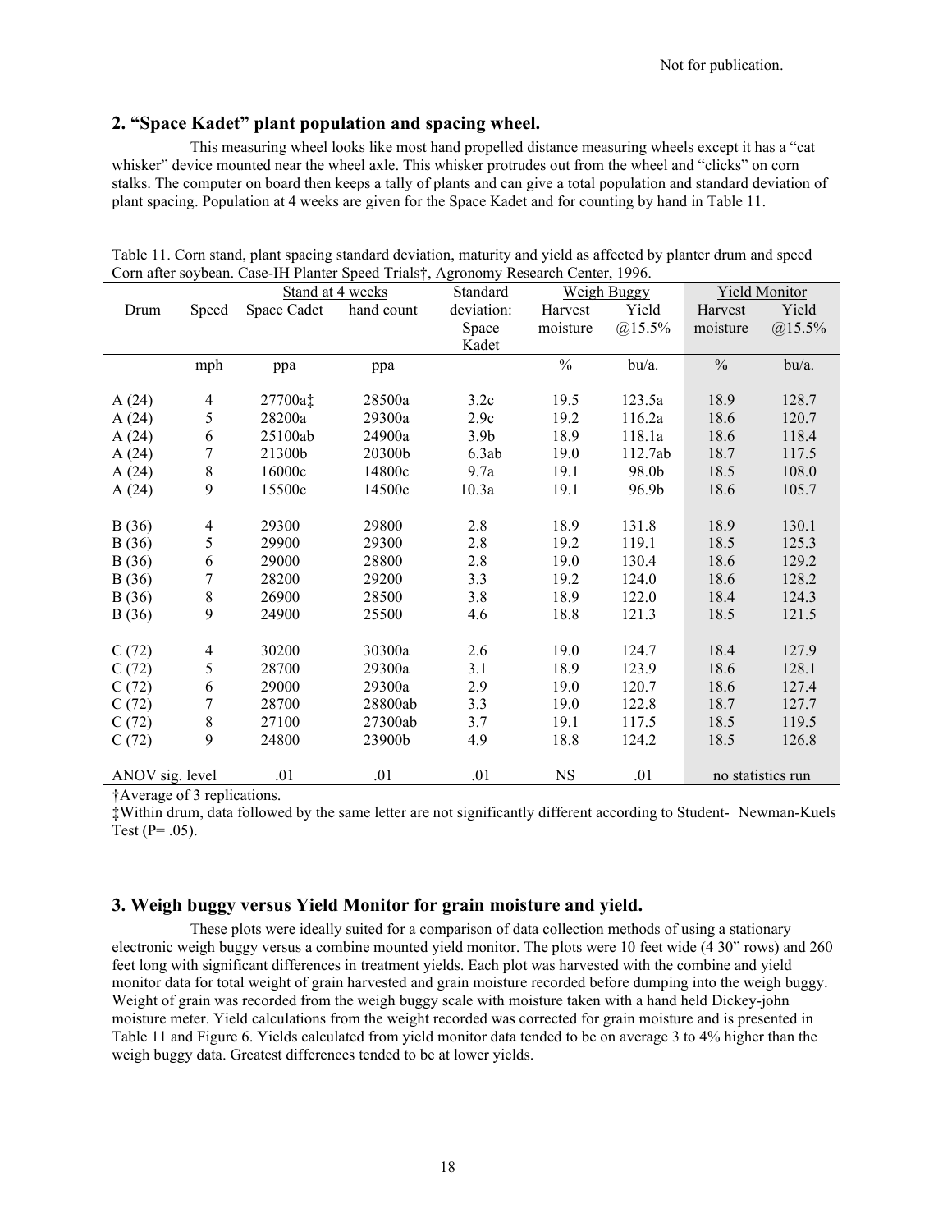## 2. "Space Kadet" plant population and spacing wheel.

This measuring wheel looks like most hand propelled distance measuring wheels except it has a "cat whisker" device mounted near the wheel axle. This whisker protrudes out from the wheel and "clicks" on corn stalks. The computer on board then keeps a tally of plants and can give a total population and standard deviation of plant spacing. Population at 4 weeks are given for the Space Kadet and for counting by hand in Table 11.

Table 11. Corn stand, plant spacing standard deviation, maturity and yield as affected by planter drum and speed Corn after soybean. Case-IH Planter Speed Trials†, Agronomy Research Center, 1996.

| Drum | Speed | Stand at 4 weeks: Space Cadet | Stand at 4 weeks: hand count | Standard deviation: Space Kadet | Weigh Buggy: Harvest moisture | Weigh Buggy: Yield @15.5% | Yield Monitor: Harvest moisture | Yield Monitor: Yield @15.5% |
|---|---|---|---|---|---|---|---|---|
| | mph | ppa | ppa | | % | bu/a. | % | bu/a. |
| A (24) | 4 | 27700a‡ | 28500a | 3.2c | 19.5 | 123.5a | 18.9 | 128.7 |
| A (24) | 5 | 28200a | 29300a | 2.9c | 19.2 | 116.2a | 18.6 | 120.7 |
| A (24) | 6 | 25100ab | 24900a | 3.9b | 18.9 | 118.1a | 18.6 | 118.4 |
| A (24) | 7 | 21300b | 20300b | 6.3ab | 19.0 | 112.7ab | 18.7 | 117.5 |
| A (24) | 8 | 16000c | 14800c | 9.7a | 19.1 | 98.0b | 18.5 | 108.0 |
| A (24) | 9 | 15500c | 14500c | 10.3a | 19.1 | 96.9b | 18.6 | 105.7 |
| B (36) | 4 | 29300 | 29800 | 2.8 | 18.9 | 131.8 | 18.9 | 130.1 |
| B (36) | 5 | 29900 | 29300 | 2.8 | 19.2 | 119.1 | 18.5 | 125.3 |
| B (36) | 6 | 29000 | 28800 | 2.8 | 19.0 | 130.4 | 18.6 | 129.2 |
| B (36) | 7 | 28200 | 29200 | 3.3 | 19.2 | 124.0 | 18.6 | 128.2 |
| B (36) | 8 | 26900 | 28500 | 3.8 | 18.9 | 122.0 | 18.4 | 124.3 |
| B (36) | 9 | 24900 | 25500 | 4.6 | 18.8 | 121.3 | 18.5 | 121.5 |
| C (72) | 4 | 30200 | 30300a | 2.6 | 19.0 | 124.7 | 18.4 | 127.9 |
| C (72) | 5 | 28700 | 29300a | 3.1 | 18.9 | 123.9 | 18.6 | 128.1 |
| C (72) | 6 | 29000 | 29300a | 2.9 | 19.0 | 120.7 | 18.6 | 127.4 |
| C (72) | 7 | 28700 | 28800ab | 3.3 | 19.0 | 122.8 | 18.7 | 127.7 |
| C (72) | 8 | 27100 | 27300ab | 3.7 | 19.1 | 117.5 | 18.5 | 119.5 |
| C (72) | 9 | 24800 | 23900b | 4.9 | 18.8 | 124.2 | 18.5 | 126.8 |
| ANOV sig. level | | .01 | .01 | .01 | NS | .01 | no statistics run | |

†Average of 3 replications.

‡Within drum, data followed by the same letter are not significantly different according to Student- Newman-Kuels Test (P= .05).

## 3. Weigh buggy versus Yield Monitor for grain moisture and yield.

These plots were ideally suited for a comparison of data collection methods of using a stationary electronic weigh buggy versus a combine mounted yield monitor. The plots were 10 feet wide (4 30" rows) and 260 feet long with significant differences in treatment yields. Each plot was harvested with the combine and yield monitor data for total weight of grain harvested and grain moisture recorded before dumping into the weigh buggy. Weight of grain was recorded from the weigh buggy scale with moisture taken with a hand held Dickey-john moisture meter. Yield calculations from the weight recorded was corrected for grain moisture and is presented in Table 11 and Figure 6. Yields calculated from yield monitor data tended to be on average 3 to 4% higher than the weigh buggy data. Greatest differences tended to be at lower yields.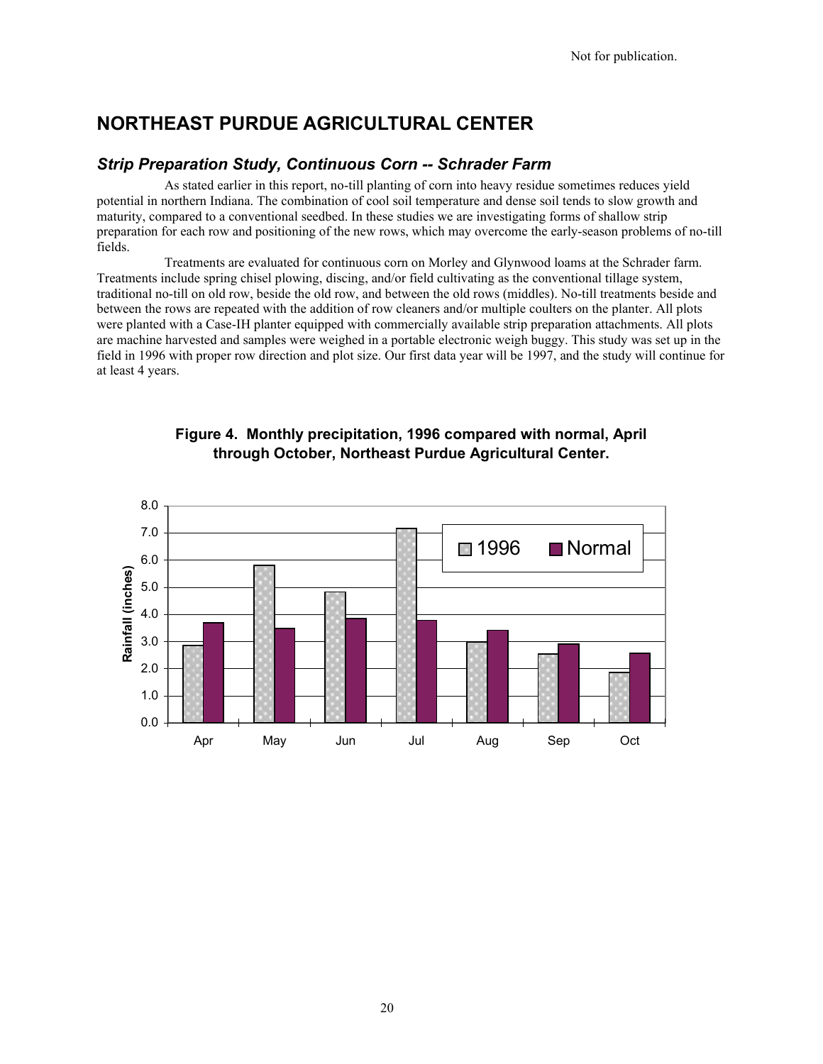Not for publication.

# NORTHEAST PURDUE AGRICULTURAL CENTER

## *Strip Preparation Study, Continuous Corn -- Schrader Farm*

As stated earlier in this report, no-till planting of corn into heavy residue sometimes reduces yield potential in northern Indiana. The combination of cool soil temperature and dense soil tends to slow growth and maturity, compared to a conventional seedbed. In these studies we are investigating forms of shallow strip preparation for each row and positioning of the new rows, which may overcome the early-season problems of no-till fields.

Treatments are evaluated for continuous corn on Morley and Glynwood loams at the Schrader farm. Treatments include spring chisel plowing, discing, and/or field cultivating as the conventional tillage system, traditional no-till on old row, beside the old row, and between the old rows (middles). No-till treatments beside and between the rows are repeated with the addition of row cleaners and/or multiple coulters on the planter. All plots were planted with a Case-IH planter equipped with commercially available strip preparation attachments. All plots are machine harvested and samples were weighed in a portable electronic weigh buggy. This study was set up in the field in 1996 with proper row direction and plot size. Our first data year will be 1997, and the study will continue for at least 4 years.

**Figure 4. Monthly precipitation, 1996 compared with normal, April through October, Northeast Purdue Agricultural Center.**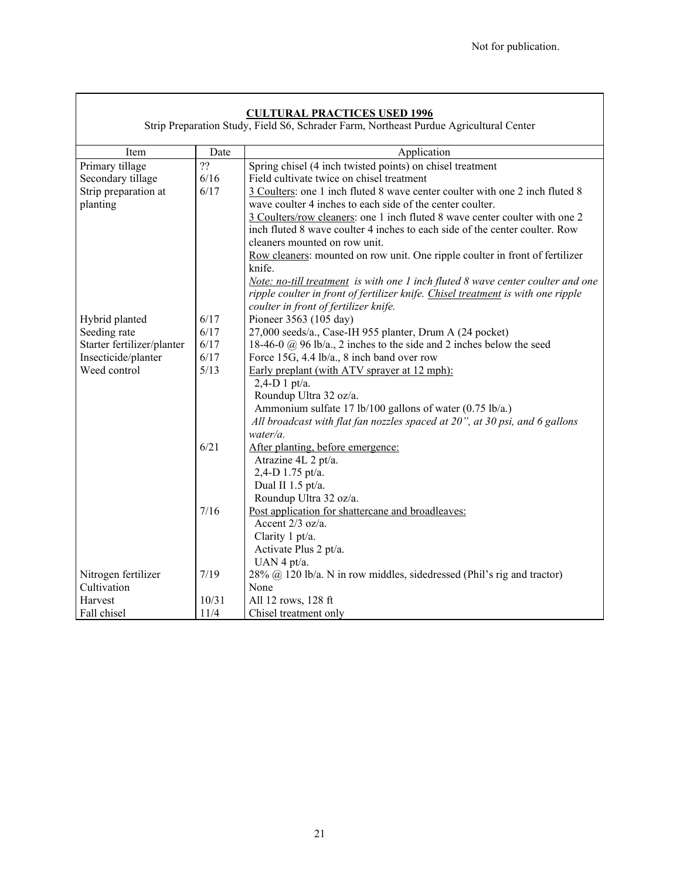Not for publication.

| **CULTURAL PRACTICES USED 1996**<br>Strip Preparation Study, Field S6, Schrader Farm, Northeast Purdue Agricultural Center | | |
|---|---|---|
| Item | Date | Application |
| Primary tillage | ?? | Spring chisel (4 inch twisted points) on chisel treatment |
| Secondary tillage | 6/16 | Field cultivate twice on chisel treatment |
| Strip preparation at planting | 6/17 | 3 Coulters: one 1 inch fluted 8 wave center coulter with one 2 inch fluted 8 wave coulter 4 inches to each side of the center coulter.<br>3 Coulters/row cleaners: one 1 inch fluted 8 wave center coulter with one 2 inch fluted 8 wave coulter 4 inches to each side of the center coulter. Row cleaners mounted on row unit.<br>Row cleaners: mounted on row unit. One ripple coulter in front of fertilizer knife.<br>*Note: no-till treatment is with one 1 inch fluted 8 wave center coulter and one ripple coulter in front of fertilizer knife. Chisel treatment is with one ripple coulter in front of fertilizer knife.* |
| Hybrid planted | 6/17 | Pioneer 3563 (105 day) |
| Seeding rate | 6/17 | 27,000 seeds/a., Case-IH 955 planter, Drum A (24 pocket) |
| Starter fertilizer/planter | 6/17 | 18-46-0 @ 96 lb/a., 2 inches to the side and 2 inches below the seed |
| Insecticide/planter | 6/17 | Force 15G, 4.4 lb/a., 8 inch band over row |
| Weed control | 5/13 | Early preplant (with ATV sprayer at 12 mph):<br>2,4-D 1 pt/a.<br>Roundup Ultra 32 oz/a.<br>Ammonium sulfate 17 lb/100 gallons of water (0.75 lb/a.)<br>*All broadcast with flat fan nozzles spaced at 20", at 30 psi, and 6 gallons water/a.* |
| | 6/21 | After planting, before emergence:<br>Atrazine 4L 2 pt/a.<br>2,4-D 1.75 pt/a.<br>Dual II 1.5 pt/a.<br>Roundup Ultra 32 oz/a. |
| | 7/16 | Post application for shattercane and broadleaves:<br>Accent 2/3 oz/a.<br>Clarity 1 pt/a.<br>Activate Plus 2 pt/a.<br>UAN 4 pt/a. |
| Nitrogen fertilizer | 7/19 | 28% @ 120 lb/a. N in row middles, sidedressed (Phil's rig and tractor) |
| Cultivation | | None |
| Harvest | 10/31 | All 12 rows, 128 ft |
| Fall chisel | 11/4 | Chisel treatment only |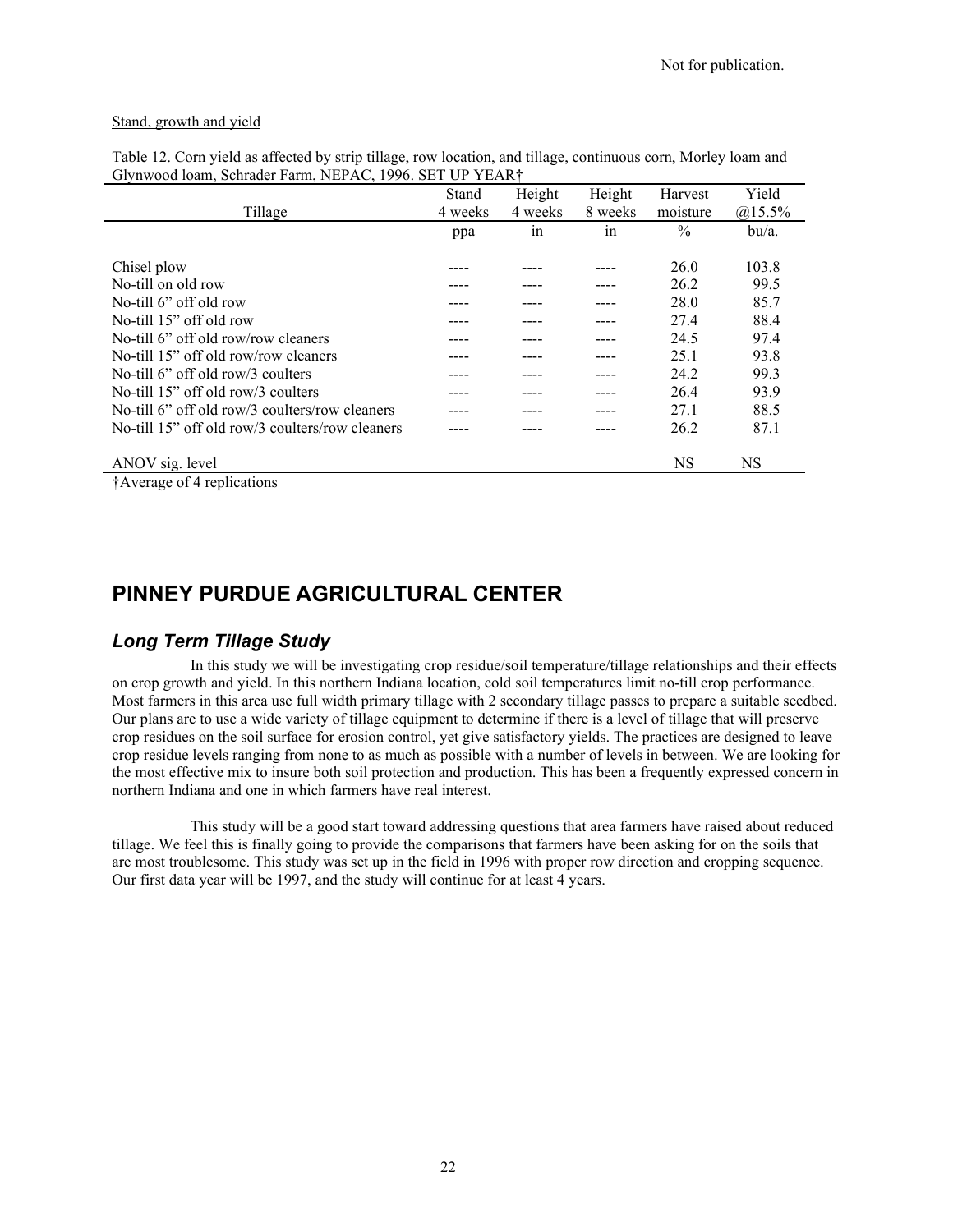"Not for publication." is a header — likely repeats on each page; omit.

Stand, growth and yield

Table 12. Corn yield as affected by strip tillage, row location, and tillage, continuous corn, Morley loam and Glynwood loam, Schrader Farm, NEPAC, 1996. SET UP YEAR†

| Tillage | Stand 4 weeks | Height 4 weeks | Height 8 weeks | Harvest moisture | Yield @15.5% |
|---|---|---|---|---|---|
| | ppa | in | in | % | bu/a. |
| Chisel plow | ---- | ---- | ---- | 26.0 | 103.8 |
| No-till on old row | ---- | ---- | ---- | 26.2 | 99.5 |
| No-till 6" off old row | ---- | ---- | ---- | 28.0 | 85.7 |
| No-till 15" off old row | ---- | ---- | ---- | 27.4 | 88.4 |
| No-till 6" off old row/row cleaners | ---- | ---- | ---- | 24.5 | 97.4 |
| No-till 15" off old row/row cleaners | ---- | ---- | ---- | 25.1 | 93.8 |
| No-till 6" off old row/3 coulters | ---- | ---- | ---- | 24.2 | 99.3 |
| No-till 15" off old row/3 coulters | ---- | ---- | ---- | 26.4 | 93.9 |
| No-till 6" off old row/3 coulters/row cleaners | ---- | ---- | ---- | 27.1 | 88.5 |
| No-till 15" off old row/3 coulters/row cleaners | ---- | ---- | ---- | 26.2 | 87.1 |
| ANOV sig. level | | | | NS | NS |

†Average of 4 replications

# PINNEY PURDUE AGRICULTURAL CENTER

## *Long Term Tillage Study*

In this study we will be investigating crop residue/soil temperature/tillage relationships and their effects on crop growth and yield. In this northern Indiana location, cold soil temperatures limit no-till crop performance. Most farmers in this area use full width primary tillage with 2 secondary tillage passes to prepare a suitable seedbed. Our plans are to use a wide variety of tillage equipment to determine if there is a level of tillage that will preserve crop residues on the soil surface for erosion control, yet give satisfactory yields. The practices are designed to leave crop residue levels ranging from none to as much as possible with a number of levels in between. We are looking for the most effective mix to insure both soil protection and production. This has been a frequently expressed concern in northern Indiana and one in which farmers have real interest.

This study will be a good start toward addressing questions that area farmers have raised about reduced tillage. We feel this is finally going to provide the comparisons that farmers have been asking for on the soils that are most troublesome. This study was set up in the field in 1996 with proper row direction and cropping sequence. Our first data year will be 1997, and the study will continue for at least 4 years.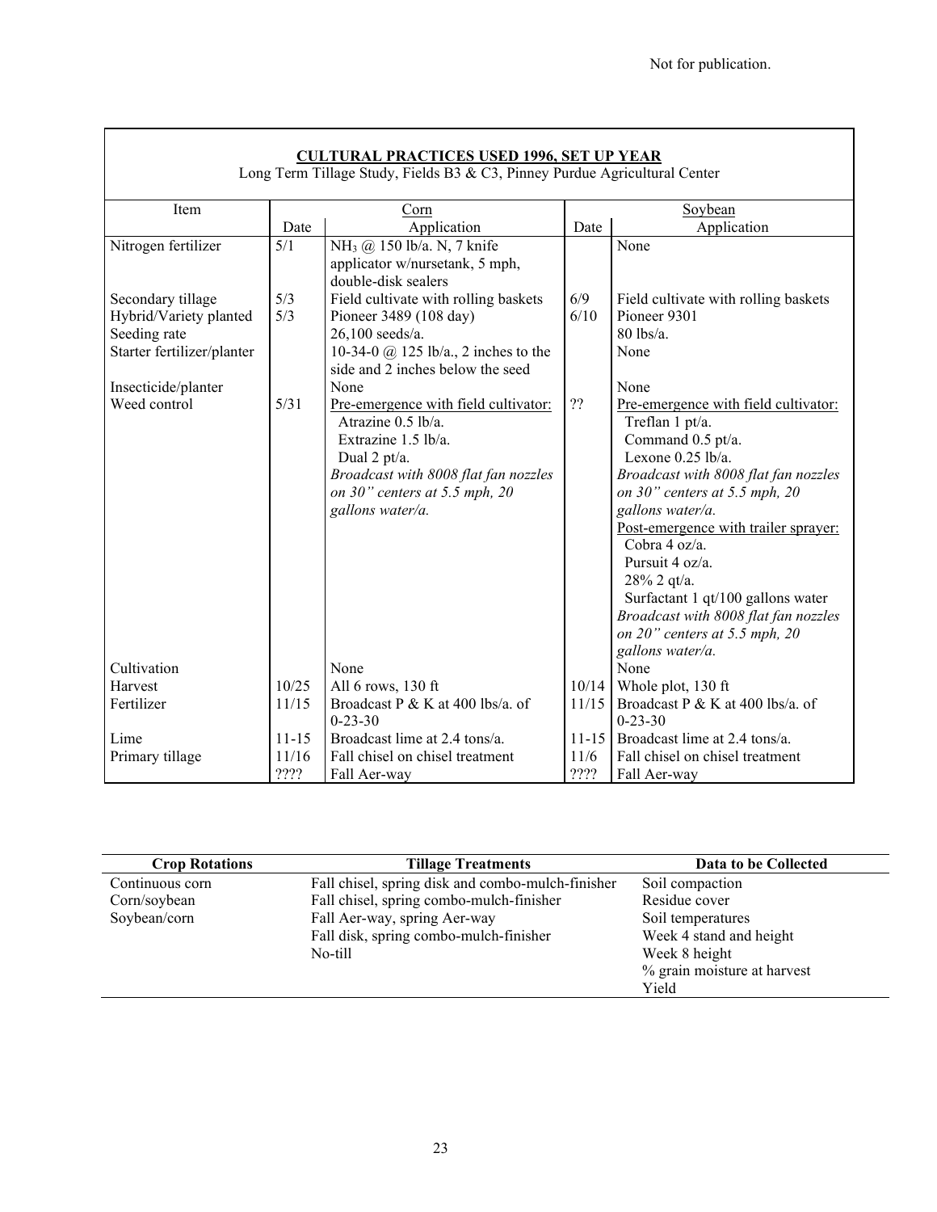Not for publication.

**CULTURAL PRACTICES USED 1996, SET UP YEAR**

Long Term Tillage Study, Fields B3 & C3, Pinney Purdue Agricultural Center

| Item | Corn | | Soybean | |
|---|---|---|---|---|
| | Date | Application | Date | Application |
| Nitrogen fertilizer | 5/1 | $NH_3$ @ 150 lb/a. N, 7 knife applicator w/nursetank, 5 mph, double-disk sealers | | None |
| Secondary tillage | 5/3 | Field cultivate with rolling baskets | 6/9 | Field cultivate with rolling baskets |
| Hybrid/Variety planted | 5/3 | Pioneer 3489 (108 day) | 6/10 | Pioneer 9301 |
| Seeding rate | | 26,100 seeds/a. | | 80 lbs/a. |
| Starter fertilizer/planter | | 10-34-0 @ 125 lb/a., 2 inches to the side and 2 inches below the seed | | None |
| Insecticide/planter | | None | | None |
| Weed control | 5/31 | Pre-emergence with field cultivator: Atrazine 0.5 lb/a. Extrazine 1.5 lb/a. Dual 2 pt/a. *Broadcast with 8008 flat fan nozzles on 30" centers at 5.5 mph, 20 gallons water/a.* | ?? | Pre-emergence with field cultivator: Treflan 1 pt/a. Command 0.5 pt/a. Lexone 0.25 lb/a. *Broadcast with 8008 flat fan nozzles on 30" centers at 5.5 mph, 20 gallons water/a.* Post-emergence with trailer sprayer: Cobra 4 oz/a. Pursuit 4 oz/a. 28% 2 qt/a. Surfactant 1 qt/100 gallons water *Broadcast with 8008 flat fan nozzles on 20" centers at 5.5 mph, 20 gallons water/a.* |
| Cultivation | | None | | None |
| Harvest | 10/25 | All 6 rows, 130 ft | 10/14 | Whole plot, 130 ft |
| Fertilizer | 11/15 | Broadcast P & K at 400 lbs/a. of 0-23-30 | 11/15 | Broadcast P & K at 400 lbs/a. of 0-23-30 |
| Lime | 11-15 | Broadcast lime at 2.4 tons/a. | 11-15 | Broadcast lime at 2.4 tons/a. |
| Primary tillage | 11/16 | Fall chisel on chisel treatment | 11/6 | Fall chisel on chisel treatment |
| | ???? | Fall Aer-way | ???? | Fall Aer-way |

| Crop Rotations | Tillage Treatments | Data to be Collected |
|---|---|---|
| Continuous corn | Fall chisel, spring disk and combo-mulch-finisher | Soil compaction |
| Corn/soybean | Fall chisel, spring combo-mulch-finisher | Residue cover |
| Soybean/corn | Fall Aer-way, spring Aer-way | Soil temperatures |
| | Fall disk, spring combo-mulch-finisher | Week 4 stand and height |
| | No-till | Week 8 height |
| | | % grain moisture at harvest |
| | | Yield |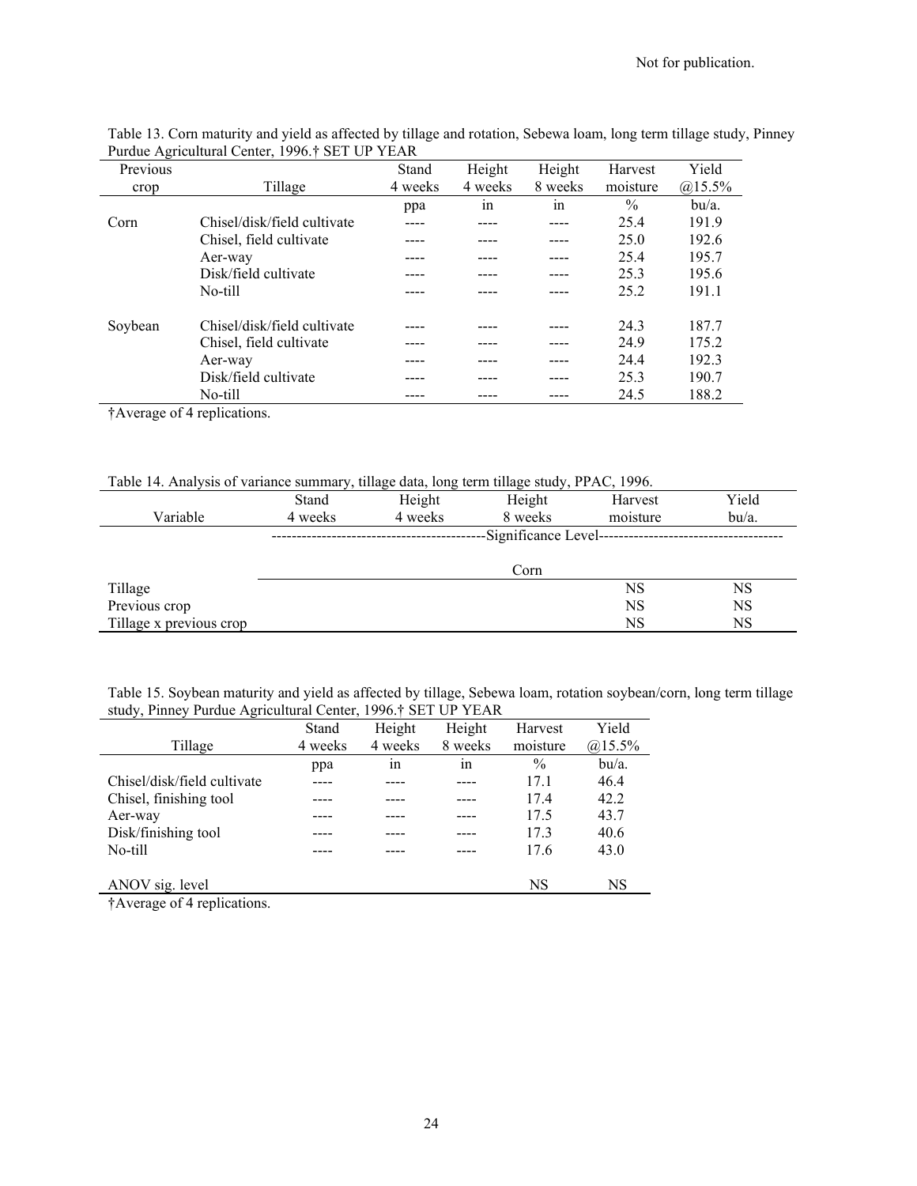Not for publication.

Table 13. Corn maturity and yield as affected by tillage and rotation, Sebewa loam, long term tillage study, Pinney Purdue Agricultural Center, 1996.† SET UP YEAR

| Previous crop | Tillage | Stand 4 weeks | Height 4 weeks | Height 8 weeks | Harvest moisture | Yield @15.5% |
|---|---|---|---|---|---|---|
| | | ppa | in | in | % | bu/a. |
| Corn | Chisel/disk/field cultivate | ---- | ---- | ---- | 25.4 | 191.9 |
| | Chisel, field cultivate | ---- | ---- | ---- | 25.0 | 192.6 |
| | Aer-way | ---- | ---- | ---- | 25.4 | 195.7 |
| | Disk/field cultivate | ---- | ---- | ---- | 25.3 | 195.6 |
| | No-till | ---- | ---- | ---- | 25.2 | 191.1 |
| Soybean | Chisel/disk/field cultivate | ---- | ---- | ---- | 24.3 | 187.7 |
| | Chisel, field cultivate | ---- | ---- | ---- | 24.9 | 175.2 |
| | Aer-way | ---- | ---- | ---- | 24.4 | 192.3 |
| | Disk/field cultivate | ---- | ---- | ---- | 25.3 | 190.7 |
| | No-till | ---- | ---- | ---- | 24.5 | 188.2 |

†Average of 4 replications.

Table 14. Analysis of variance summary, tillage data, long term tillage study, PPAC, 1996.

| Variable | Stand 4 weeks | Height 4 weeks | Height 8 weeks | Harvest moisture | Yield bu/a. |
|---|---|---|---|---|---|
| | Significance Level | | | | |
| | | | Corn | | |
| Tillage | | | | NS | NS |
| Previous crop | | | | NS | NS |
| Tillage x previous crop | | | | NS | NS |

Table 15. Soybean maturity and yield as affected by tillage, Sebewa loam, rotation soybean/corn, long term tillage study, Pinney Purdue Agricultural Center, 1996.† SET UP YEAR

| Tillage | Stand 4 weeks | Height 4 weeks | Height 8 weeks | Harvest moisture | Yield @15.5% |
|---|---|---|---|---|---|
| | ppa | in | in | % | bu/a. |
| Chisel/disk/field cultivate | ---- | ---- | ---- | 17.1 | 46.4 |
| Chisel, finishing tool | ---- | ---- | ---- | 17.4 | 42.2 |
| Aer-way | ---- | ---- | ---- | 17.5 | 43.7 |
| Disk/finishing tool | ---- | ---- | ---- | 17.3 | 40.6 |
| No-till | ---- | ---- | ---- | 17.6 | 43.0 |
| ANOV sig. level | | | | NS | NS |

†Average of 4 replications.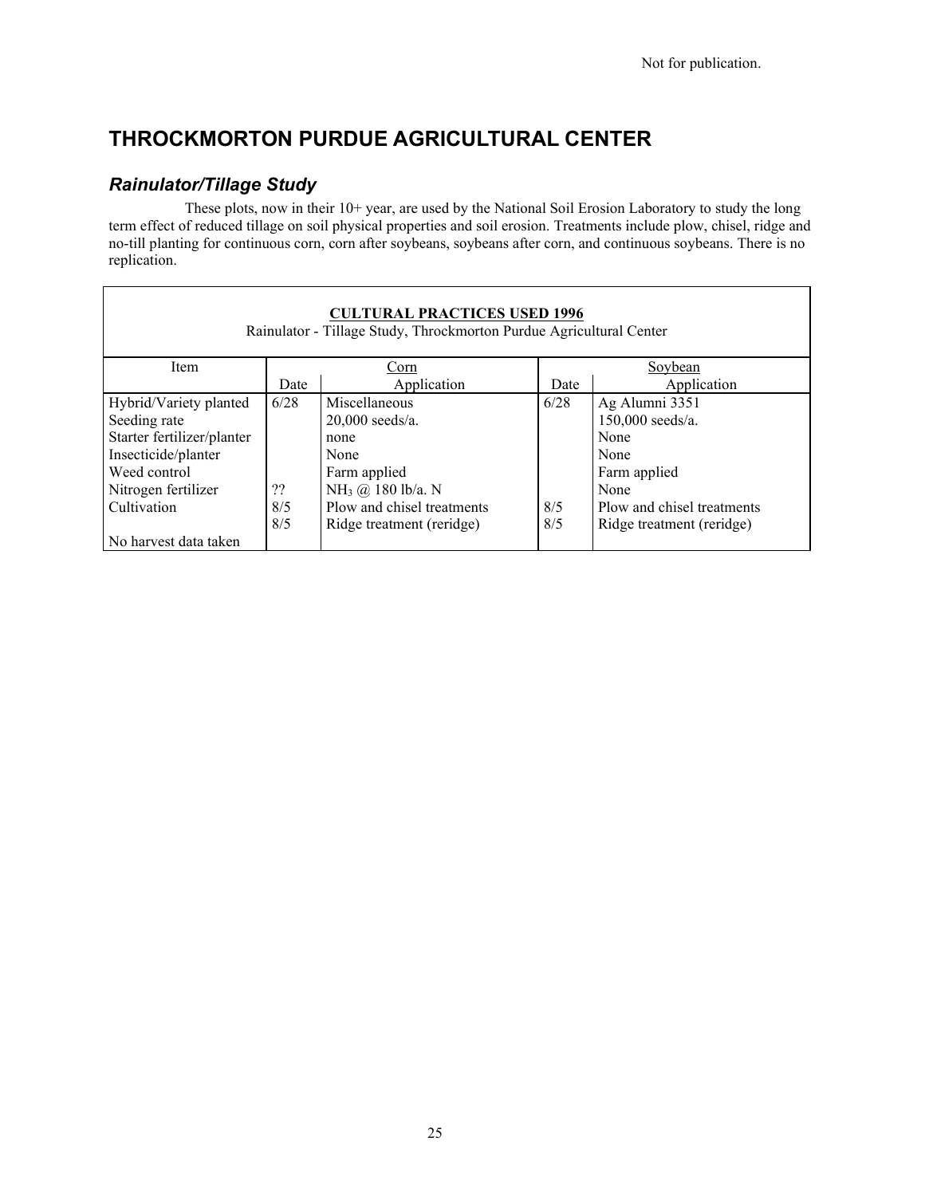Not for publication.

# THROCKMORTON PURDUE AGRICULTURAL CENTER

## *Rainulator/Tillage Study*

These plots, now in their 10+ year, are used by the National Soil Erosion Laboratory to study the long term effect of reduced tillage on soil physical properties and soil erosion. Treatments include plow, chisel, ridge and no-till planting for continuous corn, corn after soybeans, soybeans after corn, and continuous soybeans. There is no replication.

**CULTURAL PRACTICES USED 1996**

Rainulator - Tillage Study, Throckmorton Purdue Agricultural Center

| Item | Corn | | Soybean | |
|---|---|---|---|---|
| | Date | Application | Date | Application |
| Hybrid/Variety planted | 6/28 | Miscellaneous | 6/28 | Ag Alumni 3351 |
| Seeding rate | | 20,000 seeds/a. | | 150,000 seeds/a. |
| Starter fertilizer/planter | | none | | None |
| Insecticide/planter | | None | | None |
| Weed control | | Farm applied | | Farm applied |
| Nitrogen fertilizer | ?? | $NH_3$ @ 180 lb/a. N | | None |
| Cultivation | 8/5 | Plow and chisel treatments | 8/5 | Plow and chisel treatments |
| | 8/5 | Ridge treatment (reridge) | 8/5 | Ridge treatment (reridge) |
| No harvest data taken | | | | |